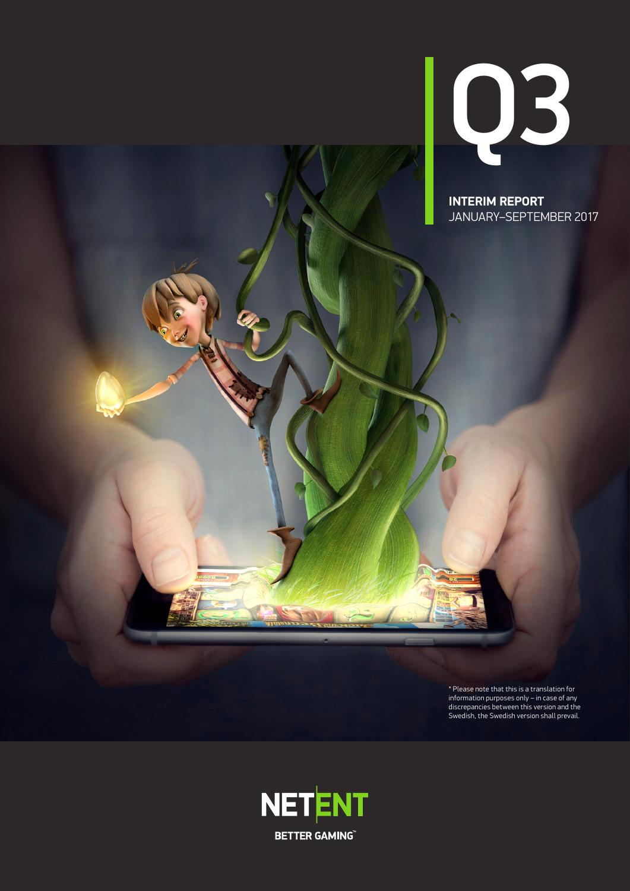# Q3

**INTERIM REPORT**
JANUARY–SEPTEMBER 2017

* Please note that this is a translation for information purposes only – in case of any discrepancies between this version and the Swedish, the Swedish version shall prevail.

NETENT

BETTER GAMING™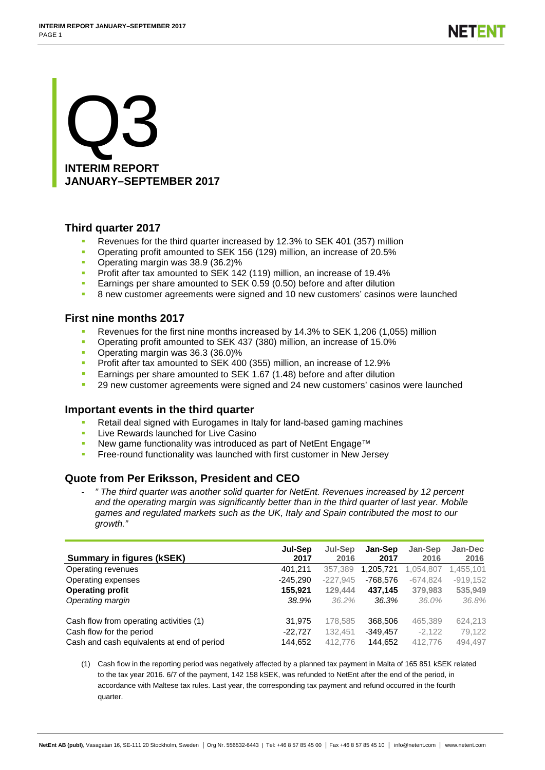# Q3

## INTERIM REPORT
## JANUARY–SEPTEMBER 2017

### Third quarter 2017

- Revenues for the third quarter increased by 12.3% to SEK 401 (357) million
- Operating profit amounted to SEK 156 (129) million, an increase of 20.5%
- Operating margin was 38.9 (36.2)%
- Profit after tax amounted to SEK 142 (119) million, an increase of 19.4%
- Earnings per share amounted to SEK 0.59 (0.50) before and after dilution
- 8 new customer agreements were signed and 10 new customers' casinos were launched

### First nine months 2017

- Revenues for the first nine months increased by 14.3% to SEK 1,206 (1,055) million
- Operating profit amounted to SEK 437 (380) million, an increase of 15.0%
- Operating margin was 36.3 (36.0)%
- Profit after tax amounted to SEK 400 (355) million, an increase of 12.9%
- Earnings per share amounted to SEK 1.67 (1.48) before and after dilution
- 29 new customer agreements were signed and 24 new customers' casinos were launched

### Important events in the third quarter

- Retail deal signed with Eurogames in Italy for land-based gaming machines
- Live Rewards launched for Live Casino
- New game functionality was introduced as part of NetEnt Engage™
- Free-round functionality was launched with first customer in New Jersey

### Quote from Per Eriksson, President and CEO

- *" The third quarter was another solid quarter for NetEnt. Revenues increased by 12 percent and the operating margin was significantly better than in the third quarter of last year. Mobile games and regulated markets such as the UK, Italy and Spain contributed the most to our growth."*

| Summary in figures (kSEK) | Jul-Sep 2017 | Jul-Sep 2016 | Jan-Sep 2017 | Jan-Sep 2016 | Jan-Dec 2016 |
|---|---|---|---|---|---|
| Operating revenues | 401,211 | 357,389 | 1,205,721 | 1,054,807 | 1,455,101 |
| Operating expenses | -245,290 | -227,945 | -768,576 | -674,824 | -919,152 |
| **Operating profit** | **155,921** | **129,444** | **437,145** | **379,983** | **535,949** |
| *Operating margin* | *38.9%* | *36.2%* | *36.3%* | *36.0%* | *36.8%* |
| Cash flow from operating activities (1) | 31,975 | 178,585 | 368,506 | 465,389 | 624,213 |
| Cash flow for the period | -22,727 | 132,451 | -349,457 | -2,122 | 79,122 |
| Cash and cash equivalents at end of period | 144,652 | 412,776 | 144,652 | 412,776 | 494,497 |

(1) Cash flow in the reporting period was negatively affected by a planned tax payment in Malta of 165 851 kSEK related to the tax year 2016. 6/7 of the payment, 142 158 kSEK, was refunded to NetEnt after the end of the period, in accordance with Maltese tax rules. Last year, the corresponding tax payment and refund occurred in the fourth quarter.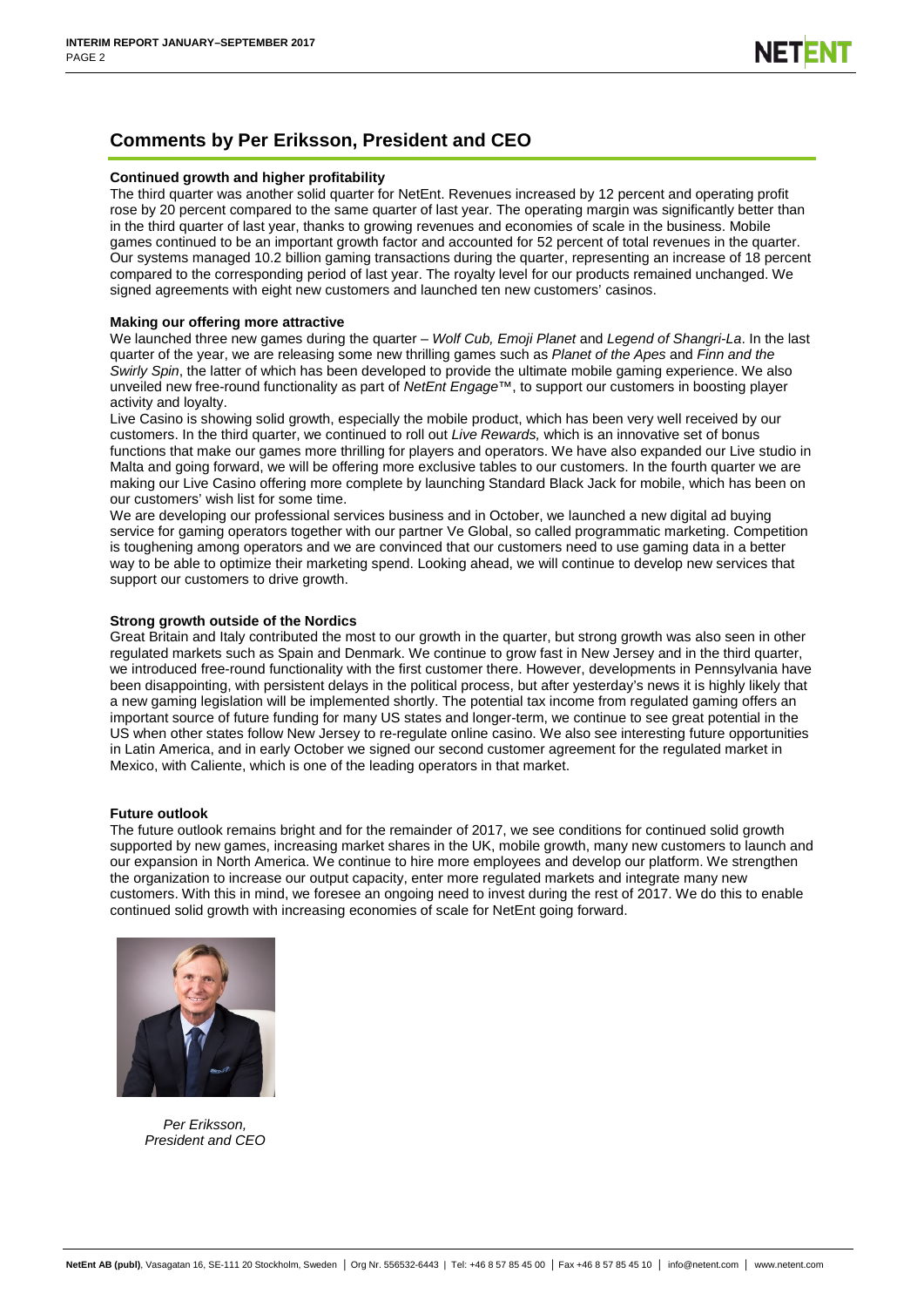## Comments by Per Eriksson, President and CEO

**Continued growth and higher profitability**

The third quarter was another solid quarter for NetEnt. Revenues increased by 12 percent and operating profit rose by 20 percent compared to the same quarter of last year. The operating margin was significantly better than in the third quarter of last year, thanks to growing revenues and economies of scale in the business. Mobile games continued to be an important growth factor and accounted for 52 percent of total revenues in the quarter. Our systems managed 10.2 billion gaming transactions during the quarter, representing an increase of 18 percent compared to the corresponding period of last year. The royalty level for our products remained unchanged. We signed agreements with eight new customers and launched ten new customers' casinos.

**Making our offering more attractive**

We launched three new games during the quarter – *Wolf Cub, Emoji Planet* and *Legend of Shangri-La*. In the last quarter of the year, we are releasing some new thrilling games such as *Planet of the Apes* and *Finn and the Swirly Spin*, the latter of which has been developed to provide the ultimate mobile gaming experience. We also unveiled new free-round functionality as part of *NetEnt Engage™*, to support our customers in boosting player activity and loyalty.

Live Casino is showing solid growth, especially the mobile product, which has been very well received by our customers. In the third quarter, we continued to roll out *Live Rewards,* which is an innovative set of bonus functions that make our games more thrilling for players and operators. We have also expanded our Live studio in Malta and going forward, we will be offering more exclusive tables to our customers. In the fourth quarter we are making our Live Casino offering more complete by launching Standard Black Jack for mobile, which has been on our customers' wish list for some time.

We are developing our professional services business and in October, we launched a new digital ad buying service for gaming operators together with our partner Ve Global, so called programmatic marketing. Competition is toughening among operators and we are convinced that our customers need to use gaming data in a better way to be able to optimize their marketing spend. Looking ahead, we will continue to develop new services that support our customers to drive growth.

**Strong growth outside of the Nordics**

Great Britain and Italy contributed the most to our growth in the quarter, but strong growth was also seen in other regulated markets such as Spain and Denmark. We continue to grow fast in New Jersey and in the third quarter, we introduced free-round functionality with the first customer there. However, developments in Pennsylvania have been disappointing, with persistent delays in the political process, but after yesterday's news it is highly likely that a new gaming legislation will be implemented shortly. The potential tax income from regulated gaming offers an important source of future funding for many US states and longer-term, we continue to see great potential in the US when other states follow New Jersey to re-regulate online casino. We also see interesting future opportunities in Latin America, and in early October we signed our second customer agreement for the regulated market in Mexico, with Caliente, which is one of the leading operators in that market.

**Future outlook**

The future outlook remains bright and for the remainder of 2017, we see conditions for continued solid growth supported by new games, increasing market shares in the UK, mobile growth, many new customers to launch and our expansion in North America. We continue to hire more employees and develop our platform. We strengthen the organization to increase our output capacity, enter more regulated markets and integrate many new customers. With this in mind, we foresee an ongoing need to invest during the rest of 2017. We do this to enable continued solid growth with increasing economies of scale for NetEnt going forward.

*Per Eriksson,*
*President and CEO*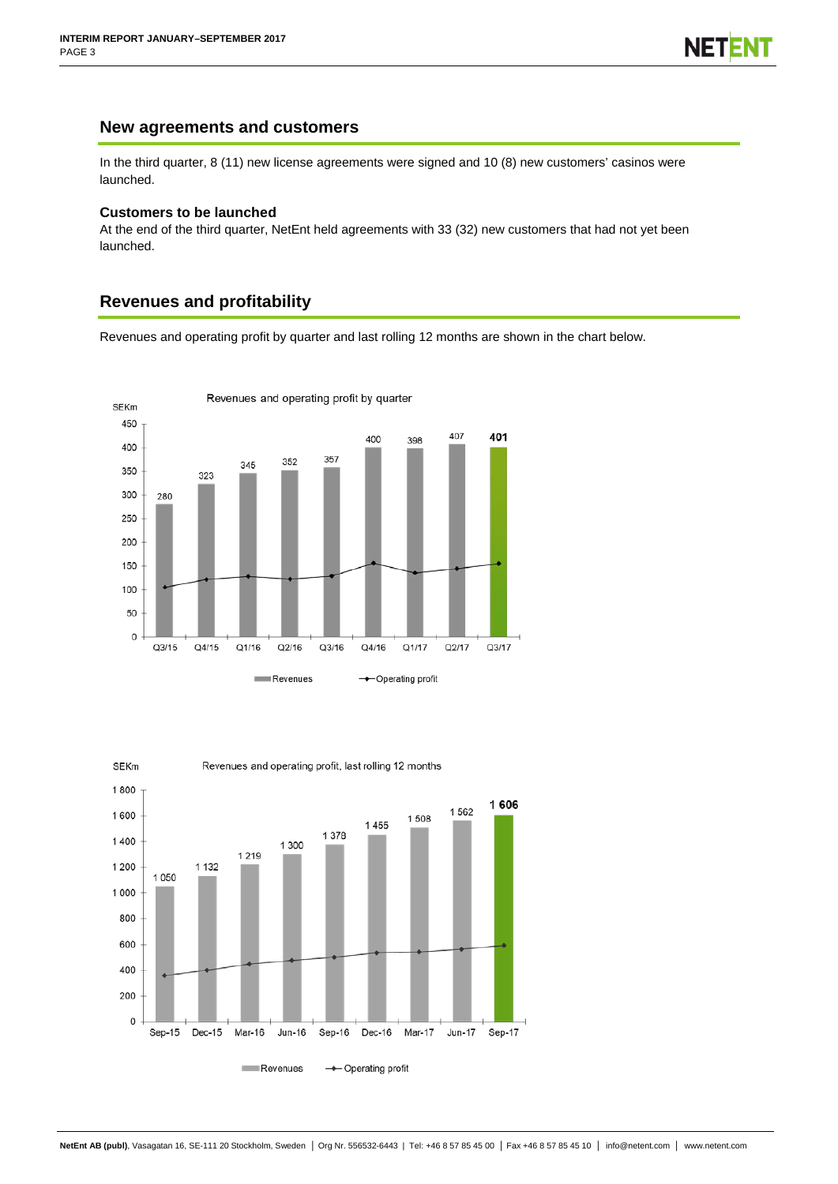## New agreements and customers

In the third quarter, 8 (11) new license agreements were signed and 10 (8) new customers' casinos were launched.

### Customers to be launched

At the end of the third quarter, NetEnt held agreements with 33 (32) new customers that had not yet been launched.

## Revenues and profitability

Revenues and operating profit by quarter and last rolling 12 months are shown in the chart below.

Revenues and operating profit by quarter

SEKm

| | Q3/15 | Q4/15 | Q1/16 | Q2/16 | Q3/16 | Q4/16 | Q1/17 | Q2/17 | Q3/17 |
|---|---|---|---|---|---|---|---|---|---|
| Revenues | 280 | 323 | 345 | 352 | 357 | 400 | 398 | 407 | 401 |

Revenues and operating profit, last rolling 12 months

SEKm

| | Sep-15 | Dec-15 | Mar-16 | Jun-16 | Sep-16 | Dec-16 | Mar-17 | Jun-17 | Sep-17 |
|---|---|---|---|---|---|---|---|---|---|
| Revenues | 1 050 | 1 132 | 1 219 | 1 300 | 1 378 | 1 455 | 1 508 | 1 562 | 1 606 |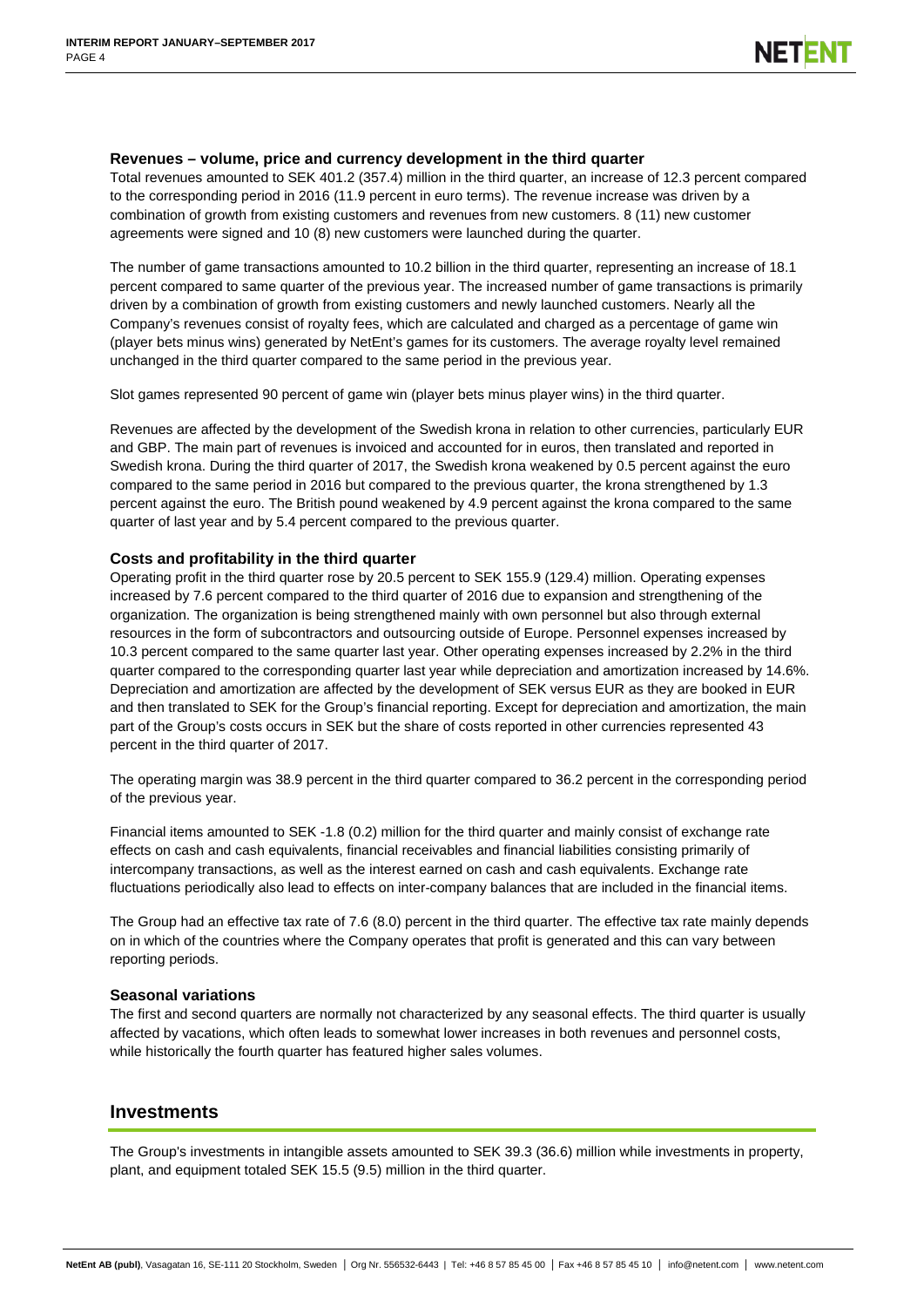### Revenues – volume, price and currency development in the third quarter

Total revenues amounted to SEK 401.2 (357.4) million in the third quarter, an increase of 12.3 percent compared to the corresponding period in 2016 (11.9 percent in euro terms). The revenue increase was driven by a combination of growth from existing customers and revenues from new customers. 8 (11) new customer agreements were signed and 10 (8) new customers were launched during the quarter.

The number of game transactions amounted to 10.2 billion in the third quarter, representing an increase of 18.1 percent compared to same quarter of the previous year. The increased number of game transactions is primarily driven by a combination of growth from existing customers and newly launched customers. Nearly all the Company's revenues consist of royalty fees, which are calculated and charged as a percentage of game win (player bets minus wins) generated by NetEnt's games for its customers. The average royalty level remained unchanged in the third quarter compared to the same period in the previous year.

Slot games represented 90 percent of game win (player bets minus player wins) in the third quarter.

Revenues are affected by the development of the Swedish krona in relation to other currencies, particularly EUR and GBP. The main part of revenues is invoiced and accounted for in euros, then translated and reported in Swedish krona. During the third quarter of 2017, the Swedish krona weakened by 0.5 percent against the euro compared to the same period in 2016 but compared to the previous quarter, the krona strengthened by 1.3 percent against the euro. The British pound weakened by 4.9 percent against the krona compared to the same quarter of last year and by 5.4 percent compared to the previous quarter.

### Costs and profitability in the third quarter

Operating profit in the third quarter rose by 20.5 percent to SEK 155.9 (129.4) million. Operating expenses increased by 7.6 percent compared to the third quarter of 2016 due to expansion and strengthening of the organization. The organization is being strengthened mainly with own personnel but also through external resources in the form of subcontractors and outsourcing outside of Europe. Personnel expenses increased by 10.3 percent compared to the same quarter last year. Other operating expenses increased by 2.2% in the third quarter compared to the corresponding quarter last year while depreciation and amortization increased by 14.6%. Depreciation and amortization are affected by the development of SEK versus EUR as they are booked in EUR and then translated to SEK for the Group's financial reporting. Except for depreciation and amortization, the main part of the Group's costs occurs in SEK but the share of costs reported in other currencies represented 43 percent in the third quarter of 2017.

The operating margin was 38.9 percent in the third quarter compared to 36.2 percent in the corresponding period of the previous year.

Financial items amounted to SEK -1.8 (0.2) million for the third quarter and mainly consist of exchange rate effects on cash and cash equivalents, financial receivables and financial liabilities consisting primarily of intercompany transactions, as well as the interest earned on cash and cash equivalents. Exchange rate fluctuations periodically also lead to effects on inter-company balances that are included in the financial items.

The Group had an effective tax rate of 7.6 (8.0) percent in the third quarter. The effective tax rate mainly depends on in which of the countries where the Company operates that profit is generated and this can vary between reporting periods.

### Seasonal variations

The first and second quarters are normally not characterized by any seasonal effects. The third quarter is usually affected by vacations, which often leads to somewhat lower increases in both revenues and personnel costs, while historically the fourth quarter has featured higher sales volumes.

## Investments

The Group's investments in intangible assets amounted to SEK 39.3 (36.6) million while investments in property, plant, and equipment totaled SEK 15.5 (9.5) million in the third quarter.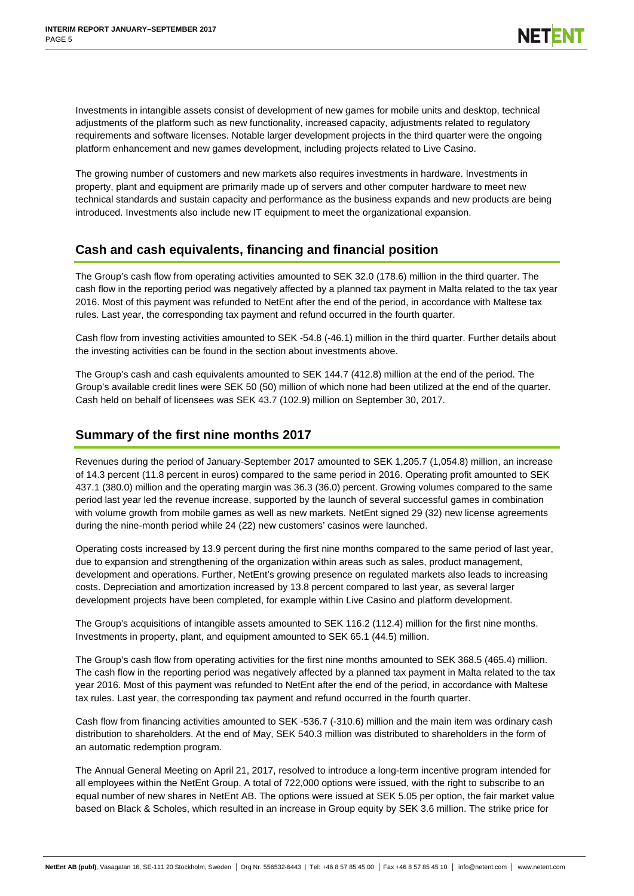Investments in intangible assets consist of development of new games for mobile units and desktop, technical adjustments of the platform such as new functionality, increased capacity, adjustments related to regulatory requirements and software licenses. Notable larger development projects in the third quarter were the ongoing platform enhancement and new games development, including projects related to Live Casino.

The growing number of customers and new markets also requires investments in hardware. Investments in property, plant and equipment are primarily made up of servers and other computer hardware to meet new technical standards and sustain capacity and performance as the business expands and new products are being introduced. Investments also include new IT equipment to meet the organizational expansion.

## Cash and cash equivalents, financing and financial position

The Group's cash flow from operating activities amounted to SEK 32.0 (178.6) million in the third quarter. The cash flow in the reporting period was negatively affected by a planned tax payment in Malta related to the tax year 2016. Most of this payment was refunded to NetEnt after the end of the period, in accordance with Maltese tax rules. Last year, the corresponding tax payment and refund occurred in the fourth quarter.

Cash flow from investing activities amounted to SEK -54.8 (-46.1) million in the third quarter. Further details about the investing activities can be found in the section about investments above.

The Group's cash and cash equivalents amounted to SEK 144.7 (412.8) million at the end of the period. The Group's available credit lines were SEK 50 (50) million of which none had been utilized at the end of the quarter. Cash held on behalf of licensees was SEK 43.7 (102.9) million on September 30, 2017.

## Summary of the first nine months 2017

Revenues during the period of January-September 2017 amounted to SEK 1,205.7 (1,054.8) million, an increase of 14.3 percent (11.8 percent in euros) compared to the same period in 2016. Operating profit amounted to SEK 437.1 (380.0) million and the operating margin was 36.3 (36.0) percent. Growing volumes compared to the same period last year led the revenue increase, supported by the launch of several successful games in combination with volume growth from mobile games as well as new markets. NetEnt signed 29 (32) new license agreements during the nine-month period while 24 (22) new customers' casinos were launched.

Operating costs increased by 13.9 percent during the first nine months compared to the same period of last year, due to expansion and strengthening of the organization within areas such as sales, product management, development and operations. Further, NetEnt's growing presence on regulated markets also leads to increasing costs. Depreciation and amortization increased by 13.8 percent compared to last year, as several larger development projects have been completed, for example within Live Casino and platform development.

The Group's acquisitions of intangible assets amounted to SEK 116.2 (112.4) million for the first nine months. Investments in property, plant, and equipment amounted to SEK 65.1 (44.5) million.

The Group's cash flow from operating activities for the first nine months amounted to SEK 368.5 (465.4) million. The cash flow in the reporting period was negatively affected by a planned tax payment in Malta related to the tax year 2016. Most of this payment was refunded to NetEnt after the end of the period, in accordance with Maltese tax rules. Last year, the corresponding tax payment and refund occurred in the fourth quarter.

Cash flow from financing activities amounted to SEK -536.7 (-310.6) million and the main item was ordinary cash distribution to shareholders. At the end of May, SEK 540.3 million was distributed to shareholders in the form of an automatic redemption program.

The Annual General Meeting on April 21, 2017, resolved to introduce a long-term incentive program intended for all employees within the NetEnt Group. A total of 722,000 options were issued, with the right to subscribe to an equal number of new shares in NetEnt AB. The options were issued at SEK 5.05 per option, the fair market value based on Black & Scholes, which resulted in an increase in Group equity by SEK 3.6 million. The strike price for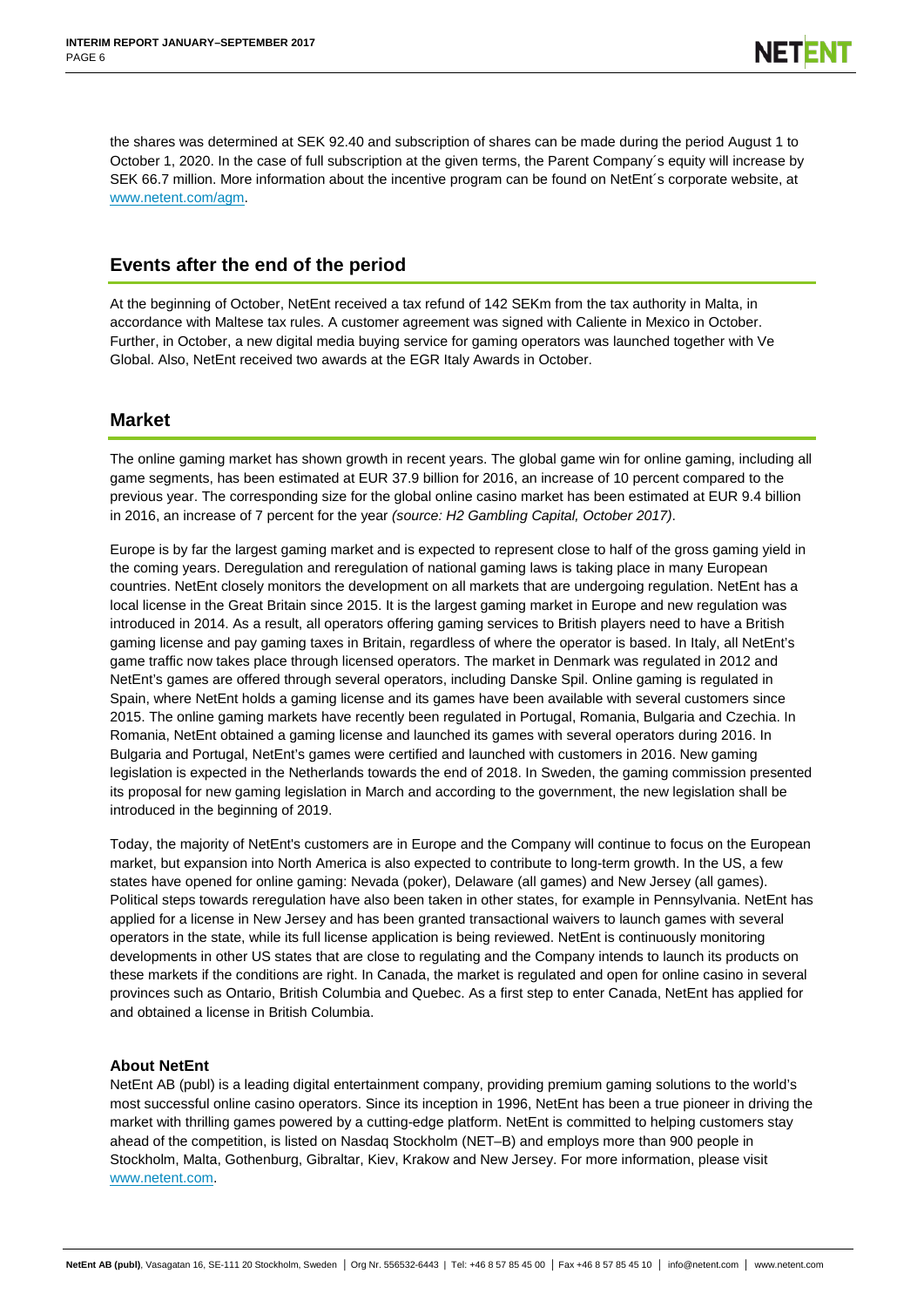the shares was determined at SEK 92.40 and subscription of shares can be made during the period August 1 to October 1, 2020. In the case of full subscription at the given terms, the Parent Company´s equity will increase by SEK 66.7 million. More information about the incentive program can be found on NetEnt´s corporate website, at www.netent.com/agm.

## Events after the end of the period

At the beginning of October, NetEnt received a tax refund of 142 SEKm from the tax authority in Malta, in accordance with Maltese tax rules. A customer agreement was signed with Caliente in Mexico in October. Further, in October, a new digital media buying service for gaming operators was launched together with Ve Global. Also, NetEnt received two awards at the EGR Italy Awards in October.

## Market

The online gaming market has shown growth in recent years. The global game win for online gaming, including all game segments, has been estimated at EUR 37.9 billion for 2016, an increase of 10 percent compared to the previous year. The corresponding size for the global online casino market has been estimated at EUR 9.4 billion in 2016, an increase of 7 percent for the year *(source: H2 Gambling Capital, October 2017)*.

Europe is by far the largest gaming market and is expected to represent close to half of the gross gaming yield in the coming years. Deregulation and reregulation of national gaming laws is taking place in many European countries. NetEnt closely monitors the development on all markets that are undergoing regulation. NetEnt has a local license in the Great Britain since 2015. It is the largest gaming market in Europe and new regulation was introduced in 2014. As a result, all operators offering gaming services to British players need to have a British gaming license and pay gaming taxes in Britain, regardless of where the operator is based. In Italy, all NetEnt's game traffic now takes place through licensed operators. The market in Denmark was regulated in 2012 and NetEnt's games are offered through several operators, including Danske Spil. Online gaming is regulated in Spain, where NetEnt holds a gaming license and its games have been available with several customers since 2015. The online gaming markets have recently been regulated in Portugal, Romania, Bulgaria and Czechia. In Romania, NetEnt obtained a gaming license and launched its games with several operators during 2016. In Bulgaria and Portugal, NetEnt's games were certified and launched with customers in 2016. New gaming legislation is expected in the Netherlands towards the end of 2018. In Sweden, the gaming commission presented its proposal for new gaming legislation in March and according to the government, the new legislation shall be introduced in the beginning of 2019.

Today, the majority of NetEnt's customers are in Europe and the Company will continue to focus on the European market, but expansion into North America is also expected to contribute to long-term growth. In the US, a few states have opened for online gaming: Nevada (poker), Delaware (all games) and New Jersey (all games). Political steps towards reregulation have also been taken in other states, for example in Pennsylvania. NetEnt has applied for a license in New Jersey and has been granted transactional waivers to launch games with several operators in the state, while its full license application is being reviewed. NetEnt is continuously monitoring developments in other US states that are close to regulating and the Company intends to launch its products on these markets if the conditions are right. In Canada, the market is regulated and open for online casino in several provinces such as Ontario, British Columbia and Quebec. As a first step to enter Canada, NetEnt has applied for and obtained a license in British Columbia.

### About NetEnt

NetEnt AB (publ) is a leading digital entertainment company, providing premium gaming solutions to the world's most successful online casino operators. Since its inception in 1996, NetEnt has been a true pioneer in driving the market with thrilling games powered by a cutting-edge platform. NetEnt is committed to helping customers stay ahead of the competition, is listed on Nasdaq Stockholm (NET–B) and employs more than 900 people in Stockholm, Malta, Gothenburg, Gibraltar, Kiev, Krakow and New Jersey. For more information, please visit www.netent.com.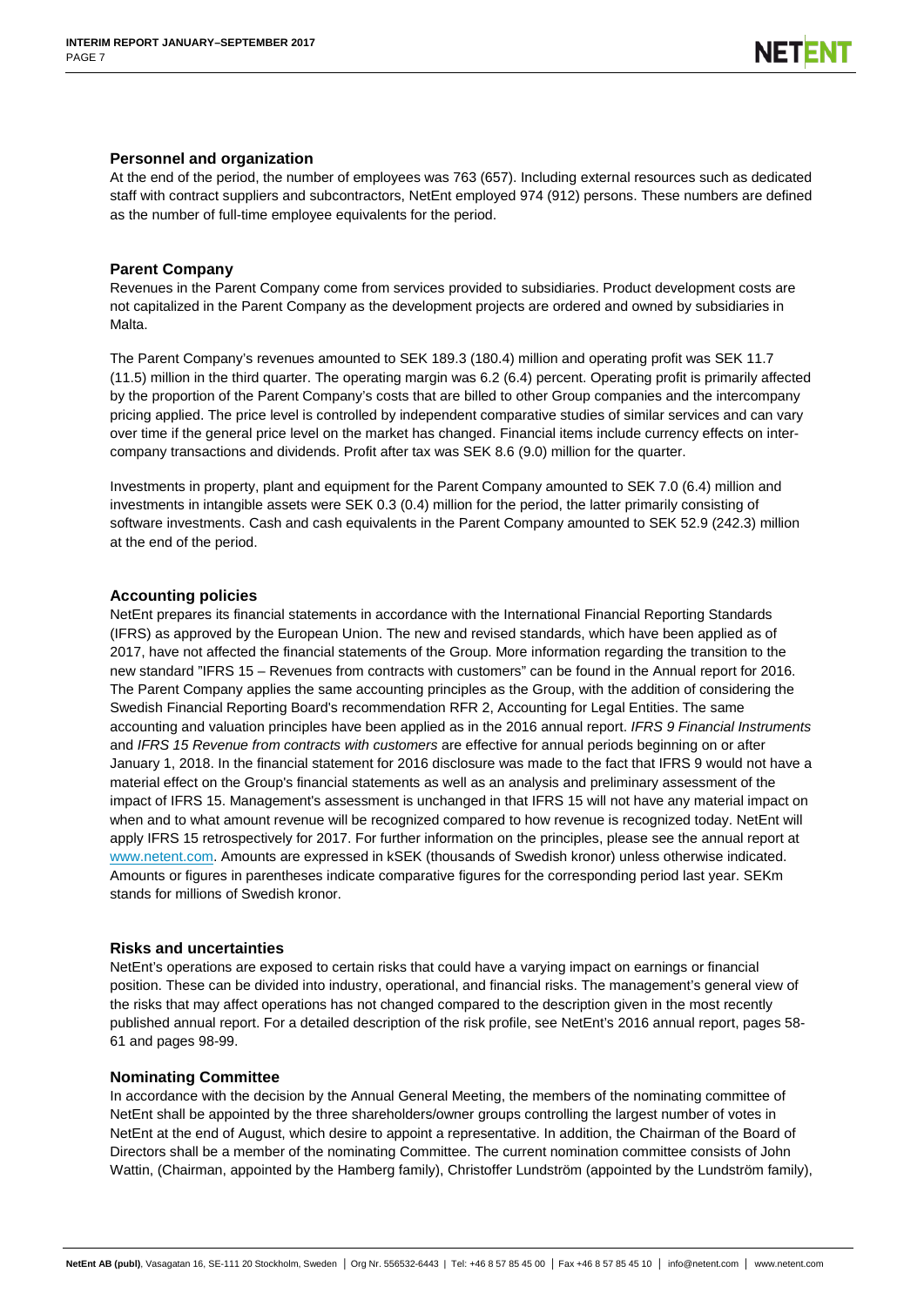## Personnel and organization

At the end of the period, the number of employees was 763 (657). Including external resources such as dedicated staff with contract suppliers and subcontractors, NetEnt employed 974 (912) persons. These numbers are defined as the number of full-time employee equivalents for the period.

## Parent Company

Revenues in the Parent Company come from services provided to subsidiaries. Product development costs are not capitalized in the Parent Company as the development projects are ordered and owned by subsidiaries in Malta.

The Parent Company's revenues amounted to SEK 189.3 (180.4) million and operating profit was SEK 11.7 (11.5) million in the third quarter. The operating margin was 6.2 (6.4) percent. Operating profit is primarily affected by the proportion of the Parent Company's costs that are billed to other Group companies and the intercompany pricing applied. The price level is controlled by independent comparative studies of similar services and can vary over time if the general price level on the market has changed. Financial items include currency effects on inter-company transactions and dividends. Profit after tax was SEK 8.6 (9.0) million for the quarter.

Investments in property, plant and equipment for the Parent Company amounted to SEK 7.0 (6.4) million and investments in intangible assets were SEK 0.3 (0.4) million for the period, the latter primarily consisting of software investments. Cash and cash equivalents in the Parent Company amounted to SEK 52.9 (242.3) million at the end of the period.

## Accounting policies

NetEnt prepares its financial statements in accordance with the International Financial Reporting Standards (IFRS) as approved by the European Union. The new and revised standards, which have been applied as of 2017, have not affected the financial statements of the Group. More information regarding the transition to the new standard "IFRS 15 – Revenues from contracts with customers" can be found in the Annual report for 2016. The Parent Company applies the same accounting principles as the Group, with the addition of considering the Swedish Financial Reporting Board's recommendation RFR 2, Accounting for Legal Entities. The same accounting and valuation principles have been applied as in the 2016 annual report. *IFRS 9 Financial Instruments* and *IFRS 15 Revenue from contracts with customers* are effective for annual periods beginning on or after January 1, 2018. In the financial statement for 2016 disclosure was made to the fact that IFRS 9 would not have a material effect on the Group's financial statements as well as an analysis and preliminary assessment of the impact of IFRS 15. Management's assessment is unchanged in that IFRS 15 will not have any material impact on when and to what amount revenue will be recognized compared to how revenue is recognized today. NetEnt will apply IFRS 15 retrospectively for 2017. For further information on the principles, please see the annual report at www.netent.com. Amounts are expressed in kSEK (thousands of Swedish kronor) unless otherwise indicated. Amounts or figures in parentheses indicate comparative figures for the corresponding period last year. SEKm stands for millions of Swedish kronor.

## Risks and uncertainties

NetEnt's operations are exposed to certain risks that could have a varying impact on earnings or financial position. These can be divided into industry, operational, and financial risks. The management's general view of the risks that may affect operations has not changed compared to the description given in the most recently published annual report. For a detailed description of the risk profile, see NetEnt's 2016 annual report, pages 58-61 and pages 98-99.

## Nominating Committee

In accordance with the decision by the Annual General Meeting, the members of the nominating committee of NetEnt shall be appointed by the three shareholders/owner groups controlling the largest number of votes in NetEnt at the end of August, which desire to appoint a representative. In addition, the Chairman of the Board of Directors shall be a member of the nominating Committee. The current nomination committee consists of John Wattin, (Chairman, appointed by the Hamberg family), Christoffer Lundström (appointed by the Lundström family),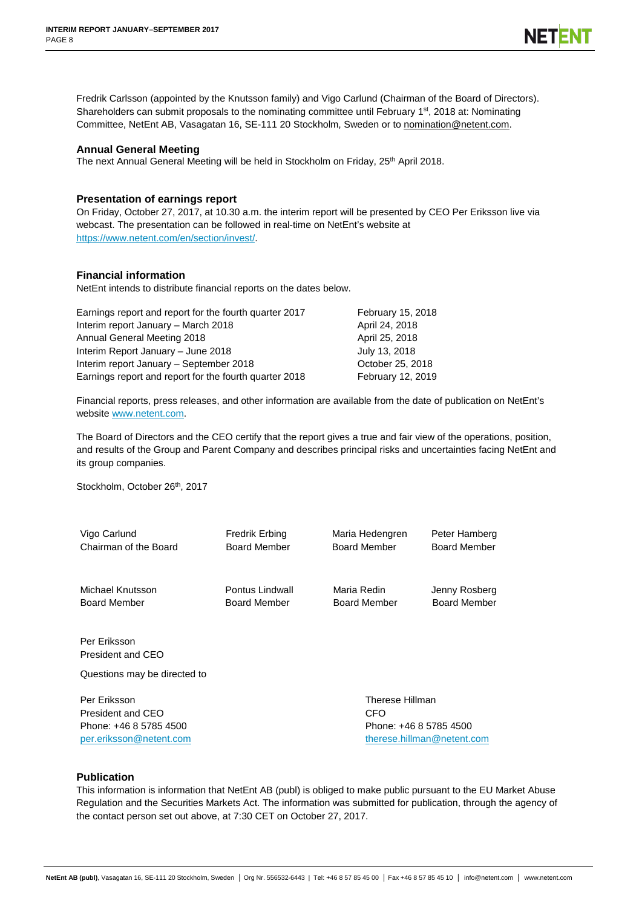Fredrik Carlsson (appointed by the Knutsson family) and Vigo Carlund (Chairman of the Board of Directors). Shareholders can submit proposals to the nominating committee until February 1st, 2018 at: Nominating Committee, NetEnt AB, Vasagatan 16, SE-111 20 Stockholm, Sweden or to nomination@netent.com.

### Annual General Meeting

The next Annual General Meeting will be held in Stockholm on Friday, 25th April 2018.

### Presentation of earnings report

On Friday, October 27, 2017, at 10.30 a.m. the interim report will be presented by CEO Per Eriksson live via webcast. The presentation can be followed in real-time on NetEnt's website at https://www.netent.com/en/section/invest/.

### Financial information

NetEnt intends to distribute financial reports on the dates below.

| | |
|---|---|
| Earnings report and report for the fourth quarter 2017 | February 15, 2018 |
| Interim report January – March 2018 | April 24, 2018 |
| Annual General Meeting 2018 | April 25, 2018 |
| Interim Report January – June 2018 | July 13, 2018 |
| Interim report January – September 2018 | October 25, 2018 |
| Earnings report and report for the fourth quarter 2018 | February 12, 2019 |

Financial reports, press releases, and other information are available from the date of publication on NetEnt's website www.netent.com.

The Board of Directors and the CEO certify that the report gives a true and fair view of the operations, position, and results of the Group and Parent Company and describes principal risks and uncertainties facing NetEnt and its group companies.

Stockholm, October 26th, 2017

| | | | |
|---|---|---|---|
| Vigo Carlund<br>Chairman of the Board | Fredrik Erbing<br>Board Member | Maria Hedengren<br>Board Member | Peter Hamberg<br>Board Member |
| Michael Knutsson<br>Board Member | Pontus Lindwall<br>Board Member | Maria Redin<br>Board Member | Jenny Rosberg<br>Board Member |

Per Eriksson
President and CEO

Questions may be directed to

Per Eriksson
President and CEO
Phone: +46 8 5785 4500
per.eriksson@netent.com

Therese Hillman
CFO
Phone: +46 8 5785 4500
therese.hillman@netent.com

### Publication

This information is information that NetEnt AB (publ) is obliged to make public pursuant to the EU Market Abuse Regulation and the Securities Markets Act. The information was submitted for publication, through the agency of the contact person set out above, at 7:30 CET on October 27, 2017.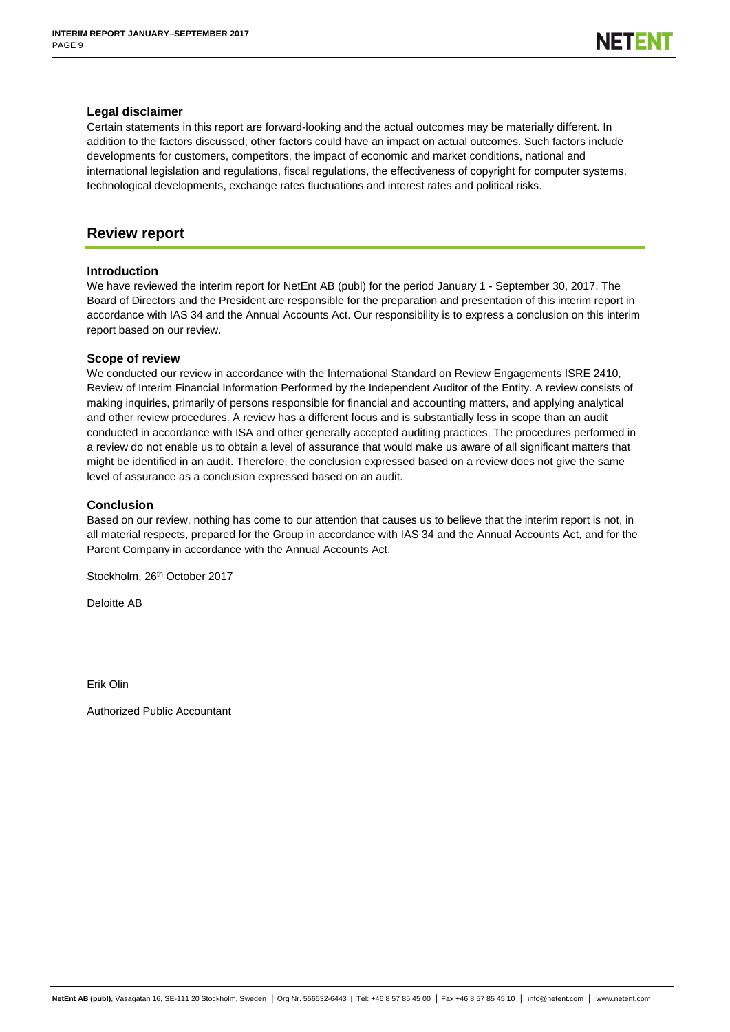### Legal disclaimer

Certain statements in this report are forward-looking and the actual outcomes may be materially different. In addition to the factors discussed, other factors could have an impact on actual outcomes. Such factors include developments for customers, competitors, the impact of economic and market conditions, national and international legislation and regulations, fiscal regulations, the effectiveness of copyright for computer systems, technological developments, exchange rates fluctuations and interest rates and political risks.

## Review report

### Introduction

We have reviewed the interim report for NetEnt AB (publ) for the period January 1 - September 30, 2017. The Board of Directors and the President are responsible for the preparation and presentation of this interim report in accordance with IAS 34 and the Annual Accounts Act. Our responsibility is to express a conclusion on this interim report based on our review.

### Scope of review

We conducted our review in accordance with the International Standard on Review Engagements ISRE 2410, Review of Interim Financial Information Performed by the Independent Auditor of the Entity. A review consists of making inquiries, primarily of persons responsible for financial and accounting matters, and applying analytical and other review procedures. A review has a different focus and is substantially less in scope than an audit conducted in accordance with ISA and other generally accepted auditing practices. The procedures performed in a review do not enable us to obtain a level of assurance that would make us aware of all significant matters that might be identified in an audit. Therefore, the conclusion expressed based on a review does not give the same level of assurance as a conclusion expressed based on an audit.

### Conclusion

Based on our review, nothing has come to our attention that causes us to believe that the interim report is not, in all material respects, prepared for the Group in accordance with IAS 34 and the Annual Accounts Act, and for the Parent Company in accordance with the Annual Accounts Act.

Stockholm, 26th October 2017

Deloitte AB

Erik Olin

Authorized Public Accountant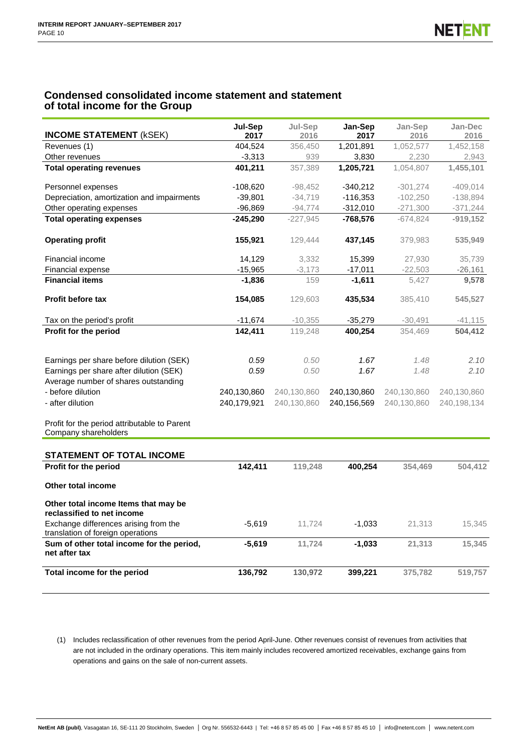## Condensed consolidated income statement and statement of total income for the Group

| INCOME STATEMENT (kSEK) | Jul-Sep 2017 | Jul-Sep 2016 | Jan-Sep 2017 | Jan-Sep 2016 | Jan-Dec 2016 |
|---|---|---|---|---|---|
| Revenues (1) | 404,524 | 356,450 | 1,201,891 | 1,052,577 | 1,452,158 |
| Other revenues | -3,313 | 939 | 3,830 | 2,230 | 2,943 |
| **Total operating revenues** | **401,211** | 357,389 | **1,205,721** | 1,054,807 | **1,455,101** |
| Personnel expenses | -108,620 | -98,452 | -340,212 | -301,274 | -409,014 |
| Depreciation, amortization and impairments | -39,801 | -34,719 | -116,353 | -102,250 | -138,894 |
| Other operating expenses | -96,869 | -94,774 | -312,010 | -271,300 | -371,244 |
| **Total operating expenses** | **-245,290** | -227,945 | **-768,576** | -674,824 | **-919,152** |
| **Operating profit** | **155,921** | 129,444 | **437,145** | 379,983 | **535,949** |
| Financial income | 14,129 | 3,332 | 15,399 | 27,930 | 35,739 |
| Financial expense | -15,965 | -3,173 | -17,011 | -22,503 | -26,161 |
| **Financial items** | **-1,836** | 159 | **-1,611** | 5,427 | **9,578** |
| **Profit before tax** | **154,085** | 129,603 | **435,534** | 385,410 | **545,527** |
| Tax on the period's profit | -11,674 | -10,355 | -35,279 | -30,491 | -41,115 |
| **Profit for the period** | **142,411** | 119,248 | **400,254** | 354,469 | **504,412** |
| Earnings per share before dilution (SEK) | *0.59* | *0.50* | *1.67* | *1.48* | *2.10* |
| Earnings per share after dilution (SEK) | *0.59* | *0.50* | *1.67* | *1.48* | *2.10* |
| Average number of shares outstanding | | | | | |
| - before dilution | 240,130,860 | 240,130,860 | 240,130,860 | 240,130,860 | 240,130,860 |
| - after dilution | 240,179,921 | 240,130,860 | 240,156,569 | 240,130,860 | 240,198,134 |
| Profit for the period attributable to Parent Company shareholders | | | | | |

| STATEMENT OF TOTAL INCOME | | | | | |
|---|---|---|---|---|---|
| **Profit for the period** | **142,411** | **119,248** | **400,254** | **354,469** | **504,412** |
| **Other total income** | | | | | |
| **Other total income Items that may be reclassified to net income** | | | | | |
| Exchange differences arising from the translation of foreign operations | -5,619 | 11,724 | -1,033 | 21,313 | 15,345 |
| **Sum of other total income for the period, net after tax** | **-5,619** | **11,724** | **-1,033** | **21,313** | **15,345** |
| **Total income for the period** | **136,792** | **130,972** | **399,221** | **375,782** | **519,757** |

(1) Includes reclassification of other revenues from the period April-June. Other revenues consist of revenues from activities that are not included in the ordinary operations. This item mainly includes recovered amortized receivables, exchange gains from operations and gains on the sale of non-current assets.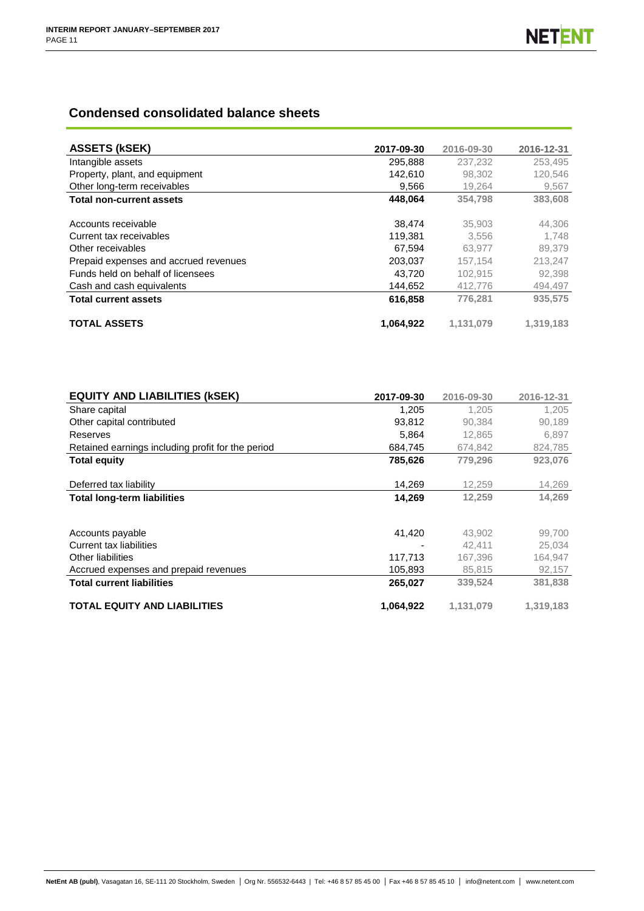## Condensed consolidated balance sheets

| ASSETS (kSEK) | 2017-09-30 | 2016-09-30 | 2016-12-31 |
|---|---|---|---|
| Intangible assets | 295,888 | 237,232 | 253,495 |
| Property, plant, and equipment | 142,610 | 98,302 | 120,546 |
| Other long-term receivables | 9,566 | 19,264 | 9,567 |
| **Total non-current assets** | **448,064** | **354,798** | **383,608** |
| | | | |
| Accounts receivable | 38,474 | 35,903 | 44,306 |
| Current tax receivables | 119,381 | 3,556 | 1,748 |
| Other receivables | 67,594 | 63,977 | 89,379 |
| Prepaid expenses and accrued revenues | 203,037 | 157,154 | 213,247 |
| Funds held on behalf of licensees | 43,720 | 102,915 | 92,398 |
| Cash and cash equivalents | 144,652 | 412,776 | 494,497 |
| **Total current assets** | **616,858** | **776,281** | **935,575** |
| | | | |
| **TOTAL ASSETS** | **1,064,922** | **1,131,079** | **1,319,183** |

| EQUITY AND LIABILITIES (kSEK) | 2017-09-30 | 2016-09-30 | 2016-12-31 |
|---|---|---|---|
| Share capital | 1,205 | 1,205 | 1,205 |
| Other capital contributed | 93,812 | 90,384 | 90,189 |
| Reserves | 5,864 | 12,865 | 6,897 |
| Retained earnings including profit for the period | 684,745 | 674,842 | 824,785 |
| **Total equity** | **785,626** | **779,296** | **923,076** |
| | | | |
| Deferred tax liability | 14,269 | 12,259 | 14,269 |
| **Total long-term liabilities** | **14,269** | **12,259** | **14,269** |
| | | | |
| Accounts payable | 41,420 | 43,902 | 99,700 |
| Current tax liabilities | - | 42,411 | 25,034 |
| Other liabilities | 117,713 | 167,396 | 164,947 |
| Accrued expenses and prepaid revenues | 105,893 | 85,815 | 92,157 |
| **Total current liabilities** | **265,027** | **339,524** | **381,838** |
| | | | |
| **TOTAL EQUITY AND LIABILITIES** | **1,064,922** | **1,131,079** | **1,319,183** |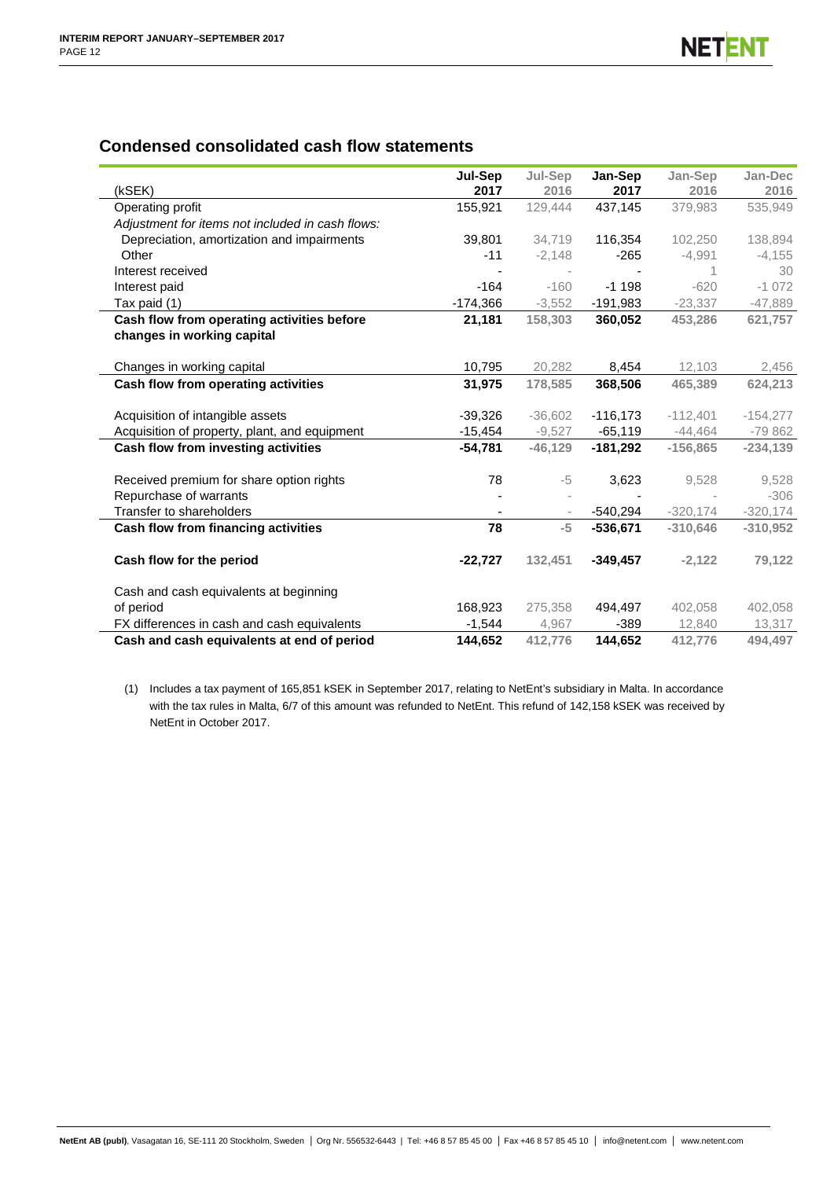## Condensed consolidated cash flow statements

| (kSEK) | Jul-Sep 2017 | Jul-Sep 2016 | Jan-Sep 2017 | Jan-Sep 2016 | Jan-Dec 2016 |
|---|---|---|---|---|---|
| Operating profit | 155,921 | 129,444 | 437,145 | 379,983 | 535,949 |
| *Adjustment for items not included in cash flows:* | | | | | |
| Depreciation, amortization and impairments | 39,801 | 34,719 | 116,354 | 102,250 | 138,894 |
| Other | -11 | -2,148 | -265 | -4,991 | -4,155 |
| Interest received | - | - | - | 1 | 30 |
| Interest paid | -164 | -160 | -1 198 | -620 | -1 072 |
| Tax paid (1) | -174,366 | -3,552 | -191,983 | -23,337 | -47,889 |
| **Cash flow from operating activities before changes in working capital** | **21,181** | **158,303** | **360,052** | **453,286** | **621,757** |
| Changes in working capital | 10,795 | 20,282 | 8,454 | 12,103 | 2,456 |
| **Cash flow from operating activities** | **31,975** | **178,585** | **368,506** | **465,389** | **624,213** |
| Acquisition of intangible assets | -39,326 | -36,602 | -116,173 | -112,401 | -154,277 |
| Acquisition of property, plant, and equipment | -15,454 | -9,527 | -65,119 | -44,464 | -79 862 |
| **Cash flow from investing activities** | **-54,781** | **-46,129** | **-181,292** | **-156,865** | **-234,139** |
| Received premium for share option rights | 78 | -5 | 3,623 | 9,528 | 9,528 |
| Repurchase of warrants | - | - | - | - | -306 |
| Transfer to shareholders | - | - | -540,294 | -320,174 | -320,174 |
| **Cash flow from financing activities** | **78** | **-5** | **-536,671** | **-310,646** | **-310,952** |
| **Cash flow for the period** | **-22,727** | **132,451** | **-349,457** | **-2,122** | **79,122** |
| Cash and cash equivalents at beginning of period | 168,923 | 275,358 | 494,497 | 402,058 | 402,058 |
| FX differences in cash and cash equivalents | -1,544 | 4,967 | -389 | 12,840 | 13,317 |
| **Cash and cash equivalents at end of period** | **144,652** | **412,776** | **144,652** | **412,776** | **494,497** |

(1) Includes a tax payment of 165,851 kSEK in September 2017, relating to NetEnt's subsidiary in Malta. In accordance with the tax rules in Malta, 6/7 of this amount was refunded to NetEnt. This refund of 142,158 kSEK was received by NetEnt in October 2017.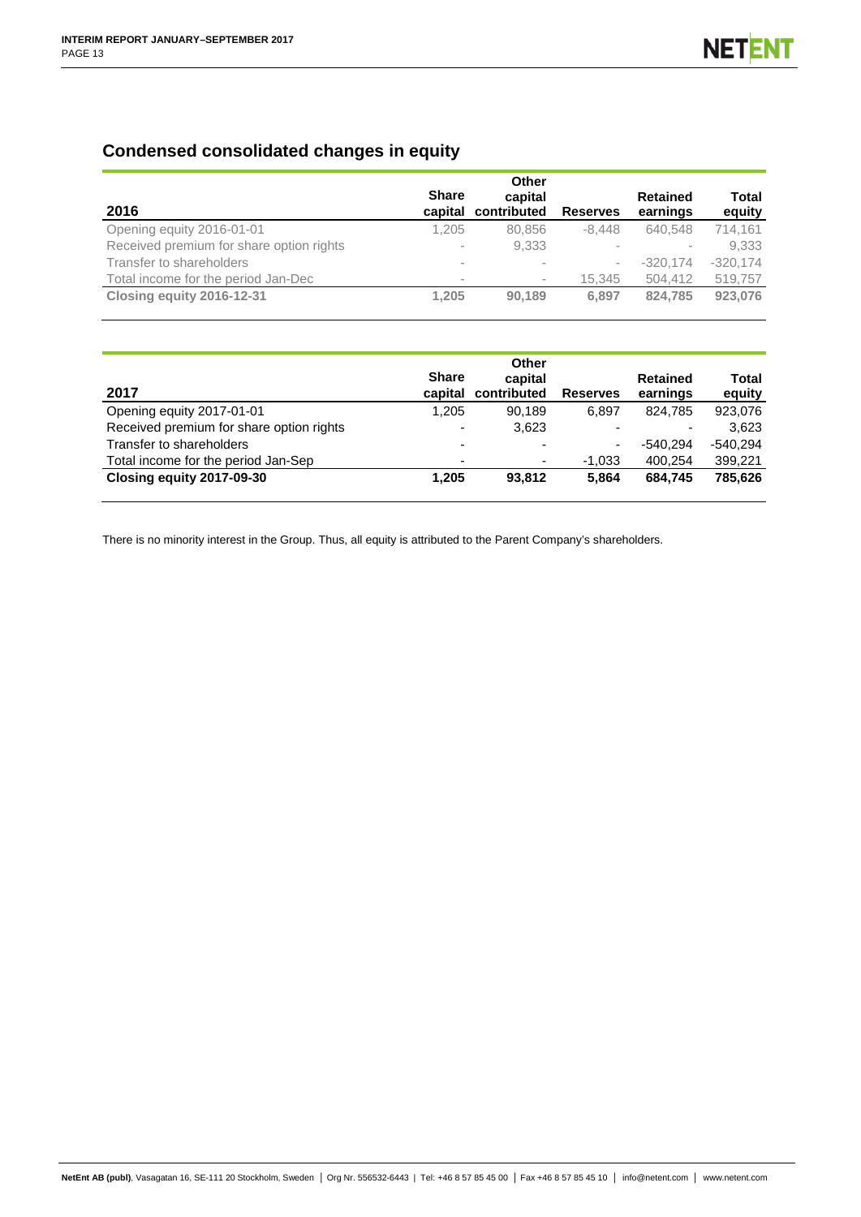## Condensed consolidated changes in equity

| 2016 | Share capital | Other capital contributed | Reserves | Retained earnings | Total equity |
|---|---|---|---|---|---|
| Opening equity 2016-01-01 | 1,205 | 80,856 | -8,448 | 640,548 | 714,161 |
| Received premium for share option rights | - | 9,333 | - | - | 9,333 |
| Transfer to shareholders | - | - | - | -320,174 | -320,174 |
| Total income for the period Jan-Dec | - | - | 15,345 | 504,412 | 519,757 |
| **Closing equity 2016-12-31** | **1,205** | **90,189** | **6,897** | **824,785** | **923,076** |

| 2017 | Share capital | Other capital contributed | Reserves | Retained earnings | Total equity |
|---|---|---|---|---|---|
| Opening equity 2017-01-01 | 1,205 | 90,189 | 6,897 | 824,785 | 923,076 |
| Received premium for share option rights | - | 3,623 | - | - | 3,623 |
| Transfer to shareholders | - | - | - | -540,294 | -540,294 |
| Total income for the period Jan-Sep | - | - | -1,033 | 400,254 | 399,221 |
| **Closing equity 2017-09-30** | **1,205** | **93,812** | **5,864** | **684,745** | **785,626** |

There is no minority interest in the Group. Thus, all equity is attributed to the Parent Company's shareholders.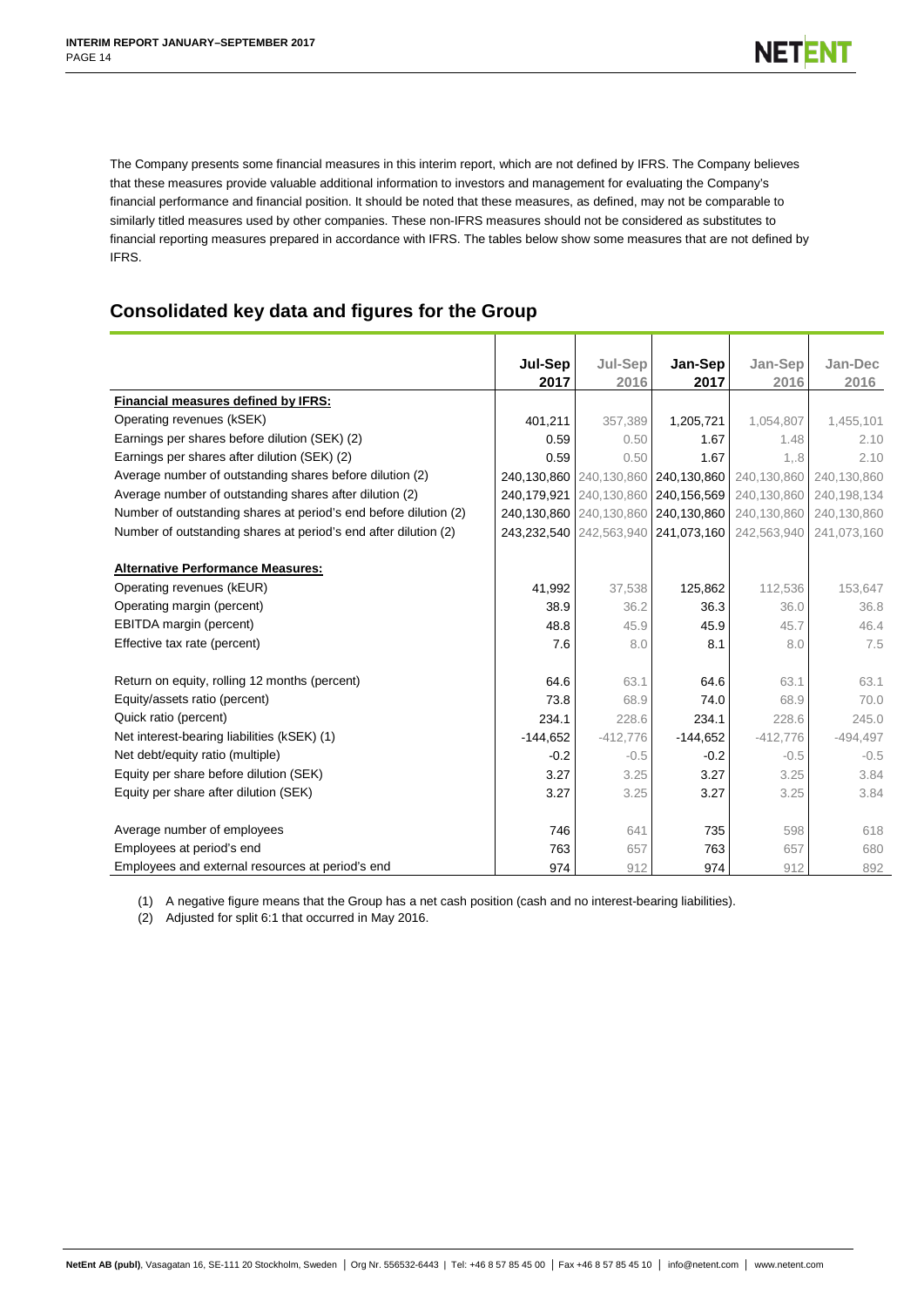The Company presents some financial measures in this interim report, which are not defined by IFRS. The Company believes that these measures provide valuable additional information to investors and management for evaluating the Company's financial performance and financial position. It should be noted that these measures, as defined, may not be comparable to similarly titled measures used by other companies. These non-IFRS measures should not be considered as substitutes to financial reporting measures prepared in accordance with IFRS. The tables below show some measures that are not defined by IFRS.

## Consolidated key data and figures for the Group

| | Jul-Sep 2017 | Jul-Sep 2016 | Jan-Sep 2017 | Jan-Sep 2016 | Jan-Dec 2016 |
|---|---|---|---|---|---|
| **Financial measures defined by IFRS:** | | | | | |
| Operating revenues (kSEK) | 401,211 | 357,389 | 1,205,721 | 1,054,807 | 1,455,101 |
| Earnings per shares before dilution (SEK) (2) | 0.59 | 0.50 | 1.67 | 1.48 | 2.10 |
| Earnings per shares after dilution (SEK) (2) | 0.59 | 0.50 | 1.67 | 1,.8 | 2.10 |
| Average number of outstanding shares before dilution (2) | 240,130,860 | 240,130,860 | 240,130,860 | 240,130,860 | 240,130,860 |
| Average number of outstanding shares after dilution (2) | 240,179,921 | 240,130,860 | 240,156,569 | 240,130,860 | 240,198,134 |
| Number of outstanding shares at period's end before dilution (2) | 240,130,860 | 240,130,860 | 240,130,860 | 240,130,860 | 240,130,860 |
| Number of outstanding shares at period's end after dilution (2) | 243,232,540 | 242,563,940 | 241,073,160 | 242,563,940 | 241,073,160 |
| | | | | | |
| **Alternative Performance Measures:** | | | | | |
| Operating revenues (kEUR) | 41,992 | 37,538 | 125,862 | 112,536 | 153,647 |
| Operating margin (percent) | 38.9 | 36.2 | 36.3 | 36.0 | 36.8 |
| EBITDA margin (percent) | 48.8 | 45.9 | 45.9 | 45.7 | 46.4 |
| Effective tax rate (percent) | 7.6 | 8.0 | 8.1 | 8.0 | 7.5 |
| | | | | | |
| Return on equity, rolling 12 months (percent) | 64.6 | 63.1 | 64.6 | 63.1 | 63.1 |
| Equity/assets ratio (percent) | 73.8 | 68.9 | 74.0 | 68.9 | 70.0 |
| Quick ratio (percent) | 234.1 | 228.6 | 234.1 | 228.6 | 245.0 |
| Net interest-bearing liabilities (kSEK) (1) | -144,652 | -412,776 | -144,652 | -412,776 | -494,497 |
| Net debt/equity ratio (multiple) | -0.2 | -0.5 | -0.2 | -0.5 | -0.5 |
| Equity per share before dilution (SEK) | 3.27 | 3.25 | 3.27 | 3.25 | 3.84 |
| Equity per share after dilution (SEK) | 3.27 | 3.25 | 3.27 | 3.25 | 3.84 |
| | | | | | |
| Average number of employees | 746 | 641 | 735 | 598 | 618 |
| Employees at period's end | 763 | 657 | 763 | 657 | 680 |
| Employees and external resources at period's end | 974 | 912 | 974 | 912 | 892 |

(1) A negative figure means that the Group has a net cash position (cash and no interest-bearing liabilities).

(2) Adjusted for split 6:1 that occurred in May 2016.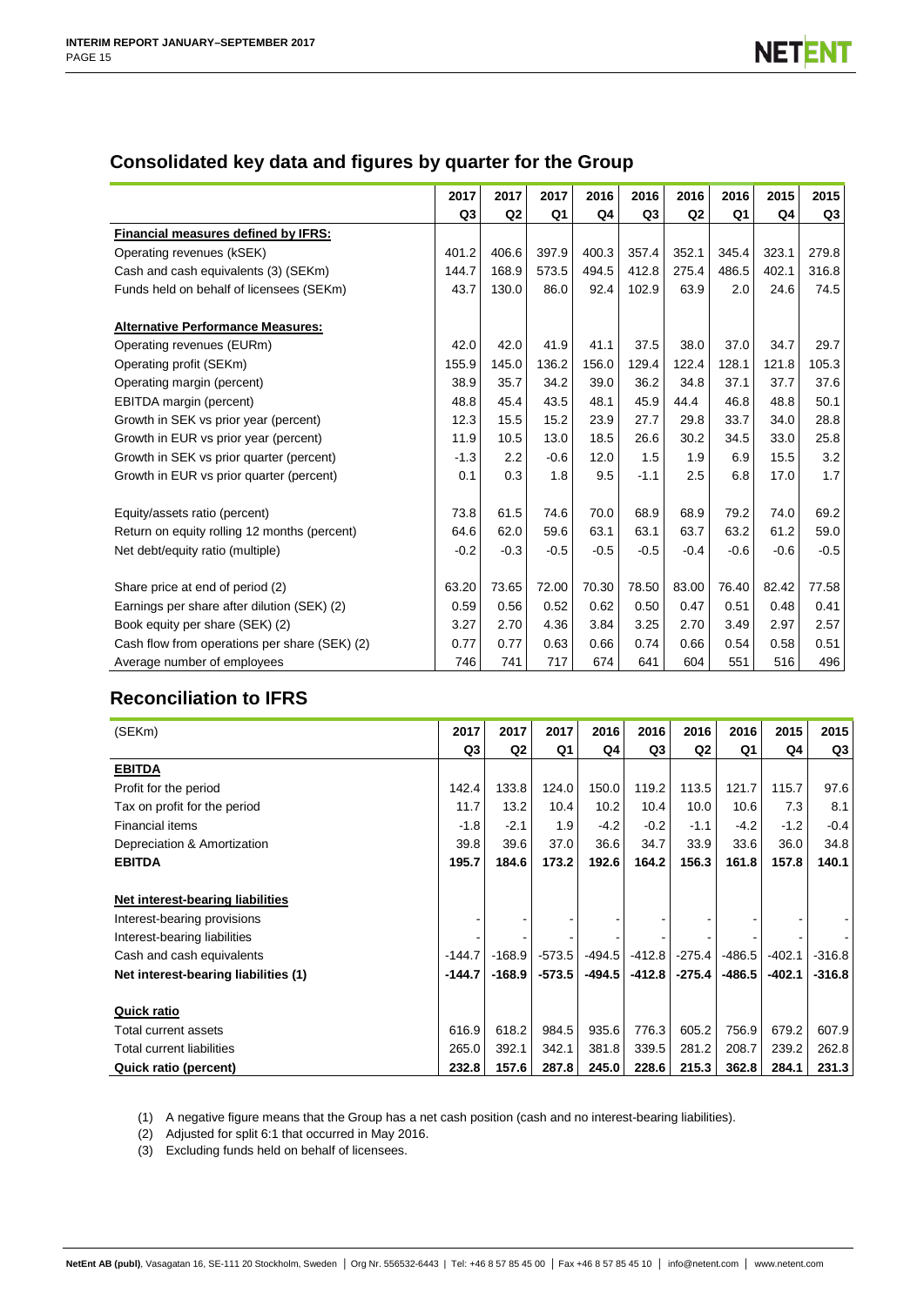## Consolidated key data and figures by quarter for the Group

| | 2017 Q3 | 2017 Q2 | 2017 Q1 | 2016 Q4 | 2016 Q3 | 2016 Q2 | 2016 Q1 | 2015 Q4 | 2015 Q3 |
|---|---|---|---|---|---|---|---|---|---|
| **Financial measures defined by IFRS:** | | | | | | | | | |
| Operating revenues (kSEK) | 401.2 | 406.6 | 397.9 | 400.3 | 357.4 | 352.1 | 345.4 | 323.1 | 279.8 |
| Cash and cash equivalents (3) (SEKm) | 144.7 | 168.9 | 573.5 | 494.5 | 412.8 | 275.4 | 486.5 | 402.1 | 316.8 |
| Funds held on behalf of licensees (SEKm) | 43.7 | 130.0 | 86.0 | 92.4 | 102.9 | 63.9 | 2.0 | 24.6 | 74.5 |
| | | | | | | | | | |
| **Alternative Performance Measures:** | | | | | | | | | |
| Operating revenues (EURm) | 42.0 | 42.0 | 41.9 | 41.1 | 37.5 | 38.0 | 37.0 | 34.7 | 29.7 |
| Operating profit (SEKm) | 155.9 | 145.0 | 136.2 | 156.0 | 129.4 | 122.4 | 128.1 | 121.8 | 105.3 |
| Operating margin (percent) | 38.9 | 35.7 | 34.2 | 39.0 | 36.2 | 34.8 | 37.1 | 37.7 | 37.6 |
| EBITDA margin (percent) | 48.8 | 45.4 | 43.5 | 48.1 | 45.9 | 44.4 | 46.8 | 48.8 | 50.1 |
| Growth in SEK vs prior year (percent) | 12.3 | 15.5 | 15.2 | 23.9 | 27.7 | 29.8 | 33.7 | 34.0 | 28.8 |
| Growth in EUR vs prior year (percent) | 11.9 | 10.5 | 13.0 | 18.5 | 26.6 | 30.2 | 34.5 | 33.0 | 25.8 |
| Growth in SEK vs prior quarter (percent) | -1.3 | 2.2 | -0.6 | 12.0 | 1.5 | 1.9 | 6.9 | 15.5 | 3.2 |
| Growth in EUR vs prior quarter (percent) | 0.1 | 0.3 | 1.8 | 9.5 | -1.1 | 2.5 | 6.8 | 17.0 | 1.7 |
| | | | | | | | | | |
| Equity/assets ratio (percent) | 73.8 | 61.5 | 74.6 | 70.0 | 68.9 | 68.9 | 79.2 | 74.0 | 69.2 |
| Return on equity rolling 12 months (percent) | 64.6 | 62.0 | 59.6 | 63.1 | 63.1 | 63.7 | 63.2 | 61.2 | 59.0 |
| Net debt/equity ratio (multiple) | -0.2 | -0.3 | -0.5 | -0.5 | -0.5 | -0.4 | -0.6 | -0.6 | -0.5 |
| | | | | | | | | | |
| Share price at end of period (2) | 63.20 | 73.65 | 72.00 | 70.30 | 78.50 | 83.00 | 76.40 | 82.42 | 77.58 |
| Earnings per share after dilution (SEK) (2) | 0.59 | 0.56 | 0.52 | 0.62 | 0.50 | 0.47 | 0.51 | 0.48 | 0.41 |
| Book equity per share (SEK) (2) | 3.27 | 2.70 | 4.36 | 3.84 | 3.25 | 2.70 | 3.49 | 2.97 | 2.57 |
| Cash flow from operations per share (SEK) (2) | 0.77 | 0.77 | 0.63 | 0.66 | 0.74 | 0.66 | 0.54 | 0.58 | 0.51 |
| Average number of employees | 746 | 741 | 717 | 674 | 641 | 604 | 551 | 516 | 496 |

## Reconciliation to IFRS

| (SEKm) | 2017 Q3 | 2017 Q2 | 2017 Q1 | 2016 Q4 | 2016 Q3 | 2016 Q2 | 2016 Q1 | 2015 Q4 | 2015 Q3 |
|---|---|---|---|---|---|---|---|---|---|
| **EBITDA** | | | | | | | | | |
| Profit for the period | 142.4 | 133.8 | 124.0 | 150.0 | 119.2 | 113.5 | 121.7 | 115.7 | 97.6 |
| Tax on profit for the period | 11.7 | 13.2 | 10.4 | 10.2 | 10.4 | 10.0 | 10.6 | 7.3 | 8.1 |
| Financial items | -1.8 | -2.1 | 1.9 | -4.2 | -0.2 | -1.1 | -4.2 | -1.2 | -0.4 |
| Depreciation & Amortization | 39.8 | 39.6 | 37.0 | 36.6 | 34.7 | 33.9 | 33.6 | 36.0 | 34.8 |
| **EBITDA** | **195.7** | **184.6** | **173.2** | **192.6** | **164.2** | **156.3** | **161.8** | **157.8** | **140.1** |
| | | | | | | | | | |
| **Net interest-bearing liabilities** | | | | | | | | | |
| Interest-bearing provisions | - | - | - | - | - | - | - | - | - |
| Interest-bearing liabilities | - | - | - | - | - | - | - | - | - |
| Cash and cash equivalents | -144.7 | -168.9 | -573.5 | -494.5 | -412.8 | -275.4 | -486.5 | -402.1 | -316.8 |
| **Net interest-bearing liabilities (1)** | **-144.7** | **-168.9** | **-573.5** | **-494.5** | **-412.8** | **-275.4** | **-486.5** | **-402.1** | **-316.8** |
| | | | | | | | | | |
| **Quick ratio** | | | | | | | | | |
| Total current assets | 616.9 | 618.2 | 984.5 | 935.6 | 776.3 | 605.2 | 756.9 | 679.2 | 607.9 |
| Total current liabilities | 265.0 | 392.1 | 342.1 | 381.8 | 339.5 | 281.2 | 208.7 | 239.2 | 262.8 |
| **Quick ratio (percent)** | **232.8** | **157.6** | **287.8** | **245.0** | **228.6** | **215.3** | **362.8** | **284.1** | **231.3** |

(1) A negative figure means that the Group has a net cash position (cash and no interest-bearing liabilities).

(2) Adjusted for split 6:1 that occurred in May 2016.

(3) Excluding funds held on behalf of licensees.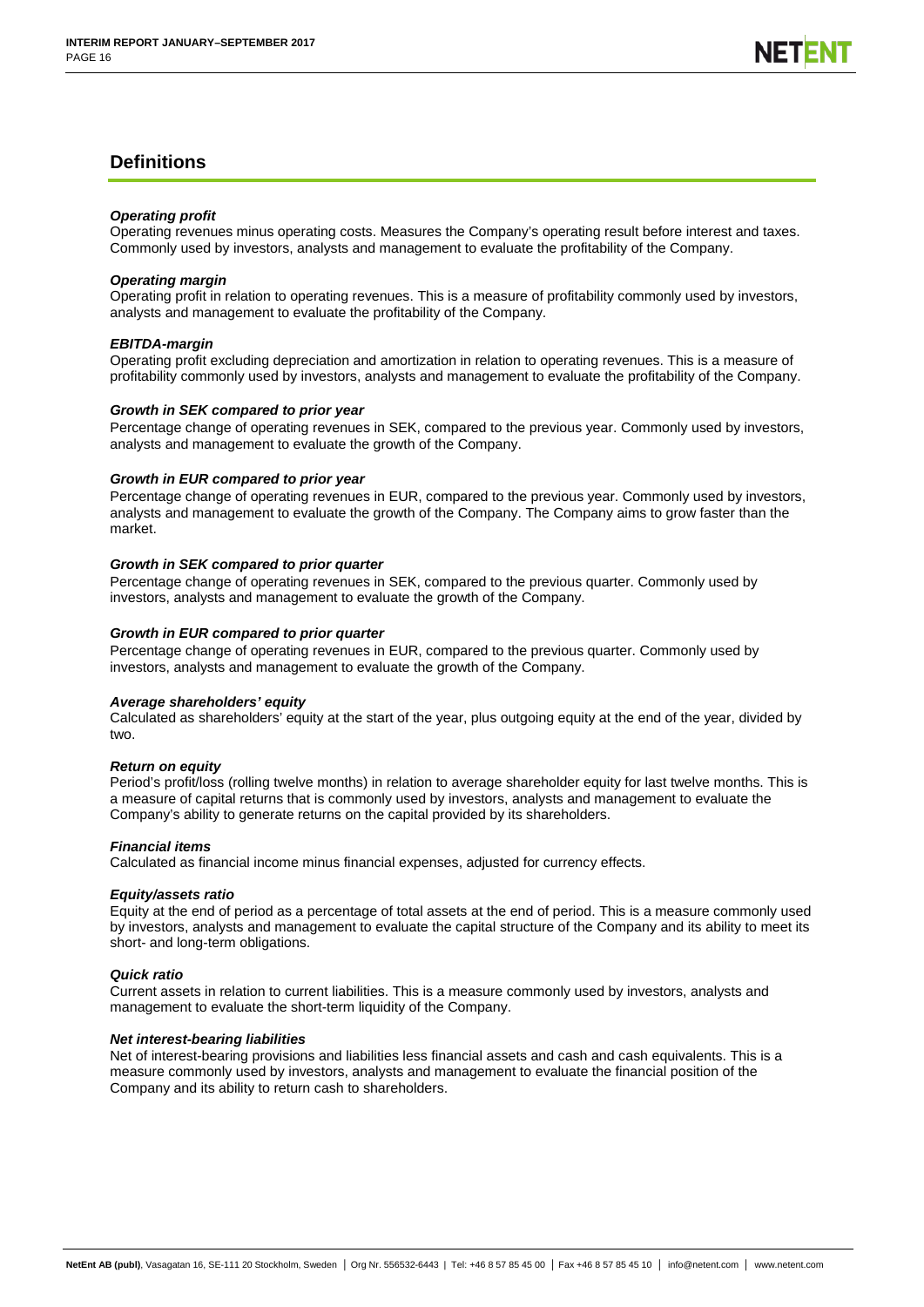## Definitions

***Operating profit***
Operating revenues minus operating costs. Measures the Company's operating result before interest and taxes. Commonly used by investors, analysts and management to evaluate the profitability of the Company.

***Operating margin***
Operating profit in relation to operating revenues. This is a measure of profitability commonly used by investors, analysts and management to evaluate the profitability of the Company.

***EBITDA-margin***
Operating profit excluding depreciation and amortization in relation to operating revenues. This is a measure of profitability commonly used by investors, analysts and management to evaluate the profitability of the Company.

***Growth in SEK compared to prior year***
Percentage change of operating revenues in SEK, compared to the previous year. Commonly used by investors, analysts and management to evaluate the growth of the Company.

***Growth in EUR compared to prior year***
Percentage change of operating revenues in EUR, compared to the previous year. Commonly used by investors, analysts and management to evaluate the growth of the Company. The Company aims to grow faster than the market.

***Growth in SEK compared to prior quarter***
Percentage change of operating revenues in SEK, compared to the previous quarter. Commonly used by investors, analysts and management to evaluate the growth of the Company.

***Growth in EUR compared to prior quarter***
Percentage change of operating revenues in EUR, compared to the previous quarter. Commonly used by investors, analysts and management to evaluate the growth of the Company.

***Average shareholders' equity***
Calculated as shareholders' equity at the start of the year, plus outgoing equity at the end of the year, divided by two.

***Return on equity***
Period's profit/loss (rolling twelve months) in relation to average shareholder equity for last twelve months. This is a measure of capital returns that is commonly used by investors, analysts and management to evaluate the Company's ability to generate returns on the capital provided by its shareholders.

***Financial items***
Calculated as financial income minus financial expenses, adjusted for currency effects.

***Equity/assets ratio***
Equity at the end of period as a percentage of total assets at the end of period. This is a measure commonly used by investors, analysts and management to evaluate the capital structure of the Company and its ability to meet its short- and long-term obligations.

***Quick ratio***
Current assets in relation to current liabilities. This is a measure commonly used by investors, analysts and management to evaluate the short-term liquidity of the Company.

***Net interest-bearing liabilities***
Net of interest-bearing provisions and liabilities less financial assets and cash and cash equivalents. This is a measure commonly used by investors, analysts and management to evaluate the financial position of the Company and its ability to return cash to shareholders.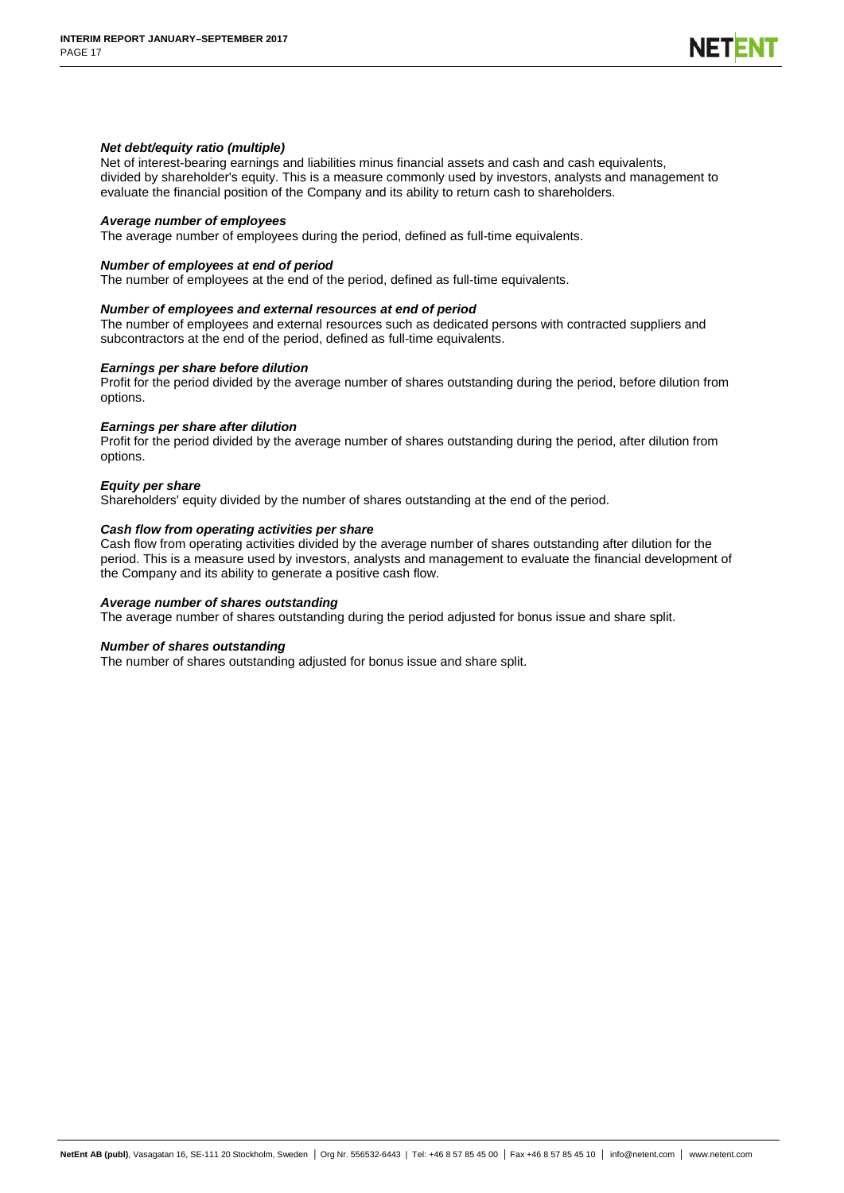***Net debt/equity ratio (multiple)***
Net of interest-bearing earnings and liabilities minus financial assets and cash and cash equivalents, divided by shareholder's equity. This is a measure commonly used by investors, analysts and management to evaluate the financial position of the Company and its ability to return cash to shareholders.

***Average number of employees***
The average number of employees during the period, defined as full-time equivalents.

***Number of employees at end of period***
The number of employees at the end of the period, defined as full-time equivalents.

***Number of employees and external resources at end of period***
The number of employees and external resources such as dedicated persons with contracted suppliers and subcontractors at the end of the period, defined as full-time equivalents.

***Earnings per share before dilution***
Profit for the period divided by the average number of shares outstanding during the period, before dilution from options.

***Earnings per share after dilution***
Profit for the period divided by the average number of shares outstanding during the period, after dilution from options.

***Equity per share***
Shareholders' equity divided by the number of shares outstanding at the end of the period.

***Cash flow from operating activities per share***
Cash flow from operating activities divided by the average number of shares outstanding after dilution for the period. This is a measure used by investors, analysts and management to evaluate the financial development of the Company and its ability to generate a positive cash flow.

***Average number of shares outstanding***
The average number of shares outstanding during the period adjusted for bonus issue and share split.

***Number of shares outstanding***
The number of shares outstanding adjusted for bonus issue and share split.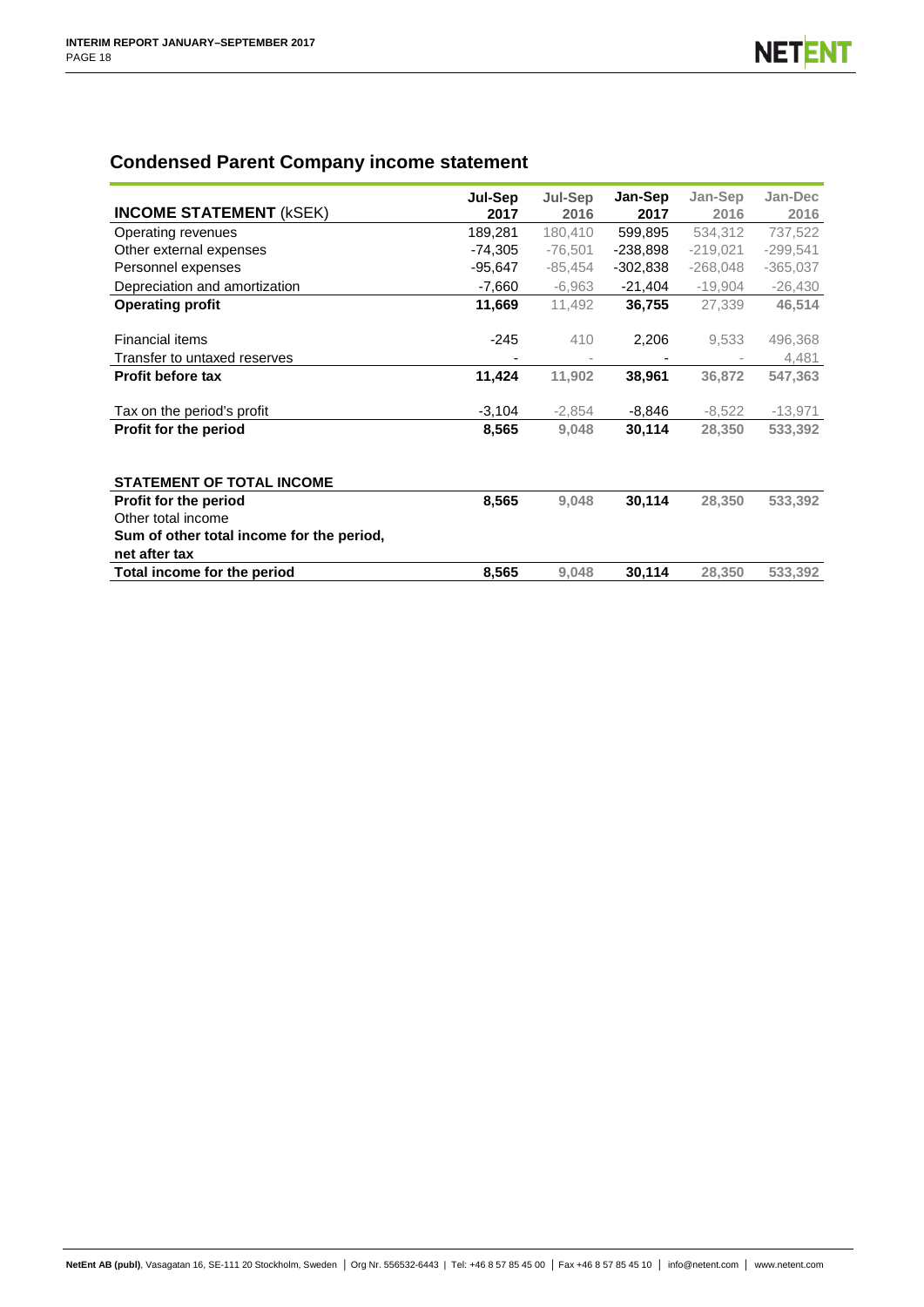## Condensed Parent Company income statement

| **INCOME STATEMENT** (kSEK) | **Jul-Sep 2017** | **Jul-Sep 2016** | **Jan-Sep 2017** | **Jan-Sep 2016** | **Jan-Dec 2016** |
|---|---|---|---|---|---|
| Operating revenues | 189,281 | 180,410 | 599,895 | 534,312 | 737,522 |
| Other external expenses | -74,305 | -76,501 | -238,898 | -219,021 | -299,541 |
| Personnel expenses | -95,647 | -85,454 | -302,838 | -268,048 | -365,037 |
| Depreciation and amortization | -7,660 | -6,963 | -21,404 | -19,904 | -26,430 |
| **Operating profit** | **11,669** | 11,492 | **36,755** | 27,339 | **46,514** |
| | | | | | |
| Financial items | -245 | 410 | 2,206 | 9,533 | 496,368 |
| Transfer to untaxed reserves | - | - | - | - | 4,481 |
| **Profit before tax** | **11,424** | **11,902** | **38,961** | **36,872** | **547,363** |
| | | | | | |
| Tax on the period's profit | -3,104 | -2,854 | -8,846 | -8,522 | -13,971 |
| **Profit for the period** | **8,565** | **9,048** | **30,114** | **28,350** | **533,392** |

| **STATEMENT OF TOTAL INCOME** | | | | | |
|---|---|---|---|---|---|
| **Profit for the period** | **8,565** | **9,048** | **30,114** | **28,350** | **533,392** |
| Other total income | | | | | |
| **Sum of other total income for the period, net after tax** | | | | | |
| **Total income for the period** | **8,565** | **9,048** | **30,114** | **28,350** | **533,392** |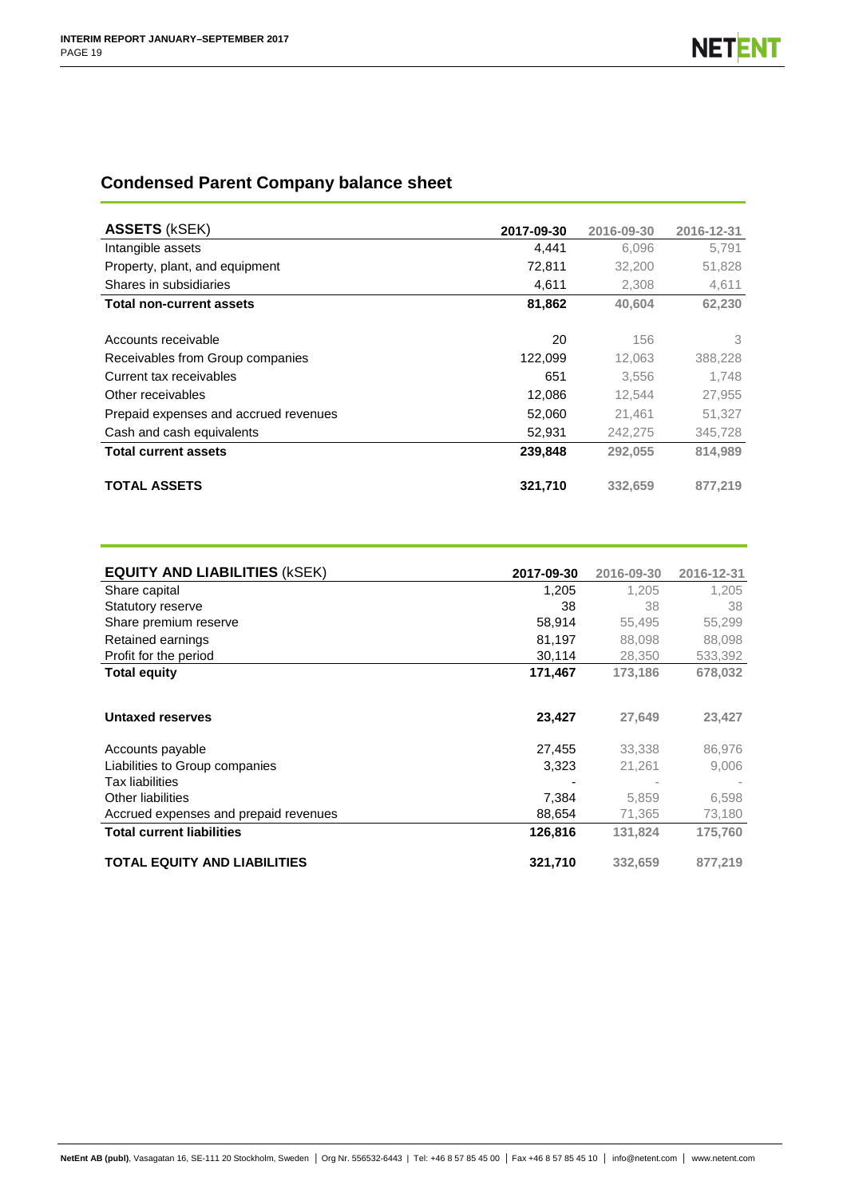## Condensed Parent Company balance sheet

| **ASSETS** (kSEK) | **2017-09-30** | **2016-09-30** | **2016-12-31** |
|---|---|---|---|
| Intangible assets | 4,441 | 6,096 | 5,791 |
| Property, plant, and equipment | 72,811 | 32,200 | 51,828 |
| Shares in subsidiaries | 4,611 | 2,308 | 4,611 |
| **Total non-current assets** | **81,862** | **40,604** | **62,230** |
| | | | |
| Accounts receivable | 20 | 156 | 3 |
| Receivables from Group companies | 122,099 | 12,063 | 388,228 |
| Current tax receivables | 651 | 3,556 | 1,748 |
| Other receivables | 12,086 | 12,544 | 27,955 |
| Prepaid expenses and accrued revenues | 52,060 | 21,461 | 51,327 |
| Cash and cash equivalents | 52,931 | 242,275 | 345,728 |
| **Total current assets** | **239,848** | **292,055** | **814,989** |
| | | | |
| **TOTAL ASSETS** | **321,710** | **332,659** | **877,219** |

| **EQUITY AND LIABILITIES** (kSEK) | **2017-09-30** | **2016-09-30** | **2016-12-31** |
|---|---|---|---|
| Share capital | 1,205 | 1,205 | 1,205 |
| Statutory reserve | 38 | 38 | 38 |
| Share premium reserve | 58,914 | 55,495 | 55,299 |
| Retained earnings | 81,197 | 88,098 | 88,098 |
| Profit for the period | 30,114 | 28,350 | 533,392 |
| **Total equity** | **171,467** | **173,186** | **678,032** |
| | | | |
| **Untaxed reserves** | **23,427** | **27,649** | **23,427** |
| | | | |
| Accounts payable | 27,455 | 33,338 | 86,976 |
| Liabilities to Group companies | 3,323 | 21,261 | 9,006 |
| Tax liabilities | - | - | - |
| Other liabilities | 7,384 | 5,859 | 6,598 |
| Accrued expenses and prepaid revenues | 88,654 | 71,365 | 73,180 |
| **Total current liabilities** | **126,816** | **131,824** | **175,760** |
| | | | |
| **TOTAL EQUITY AND LIABILITIES** | **321,710** | **332,659** | **877,219** |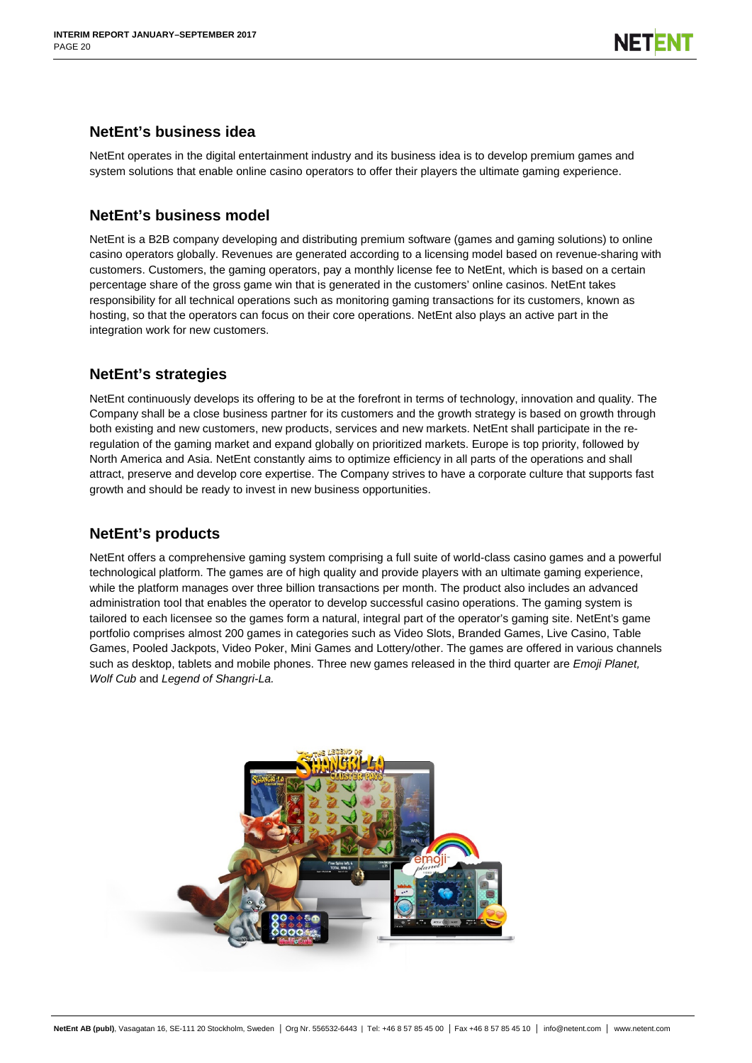## NetEnt's business idea

NetEnt operates in the digital entertainment industry and its business idea is to develop premium games and system solutions that enable online casino operators to offer their players the ultimate gaming experience.

## NetEnt's business model

NetEnt is a B2B company developing and distributing premium software (games and gaming solutions) to online casino operators globally. Revenues are generated according to a licensing model based on revenue-sharing with customers. Customers, the gaming operators, pay a monthly license fee to NetEnt, which is based on a certain percentage share of the gross game win that is generated in the customers' online casinos. NetEnt takes responsibility for all technical operations such as monitoring gaming transactions for its customers, known as hosting, so that the operators can focus on their core operations. NetEnt also plays an active part in the integration work for new customers.

## NetEnt's strategies

NetEnt continuously develops its offering to be at the forefront in terms of technology, innovation and quality. The Company shall be a close business partner for its customers and the growth strategy is based on growth through both existing and new customers, new products, services and new markets. NetEnt shall participate in the re-regulation of the gaming market and expand globally on prioritized markets. Europe is top priority, followed by North America and Asia. NetEnt constantly aims to optimize efficiency in all parts of the operations and shall attract, preserve and develop core expertise. The Company strives to have a corporate culture that supports fast growth and should be ready to invest in new business opportunities.

## NetEnt's products

NetEnt offers a comprehensive gaming system comprising a full suite of world-class casino games and a powerful technological platform. The games are of high quality and provide players with an ultimate gaming experience, while the platform manages over three billion transactions per month. The product also includes an advanced administration tool that enables the operator to develop successful casino operations. The gaming system is tailored to each licensee so the games form a natural, integral part of the operator's gaming site. NetEnt's game portfolio comprises almost 200 games in categories such as Video Slots, Branded Games, Live Casino, Table Games, Pooled Jackpots, Video Poker, Mini Games and Lottery/other. The games are offered in various channels such as desktop, tablets and mobile phones. Three new games released in the third quarter are *Emoji Planet, Wolf Cub* and *Legend of Shangri-La.*